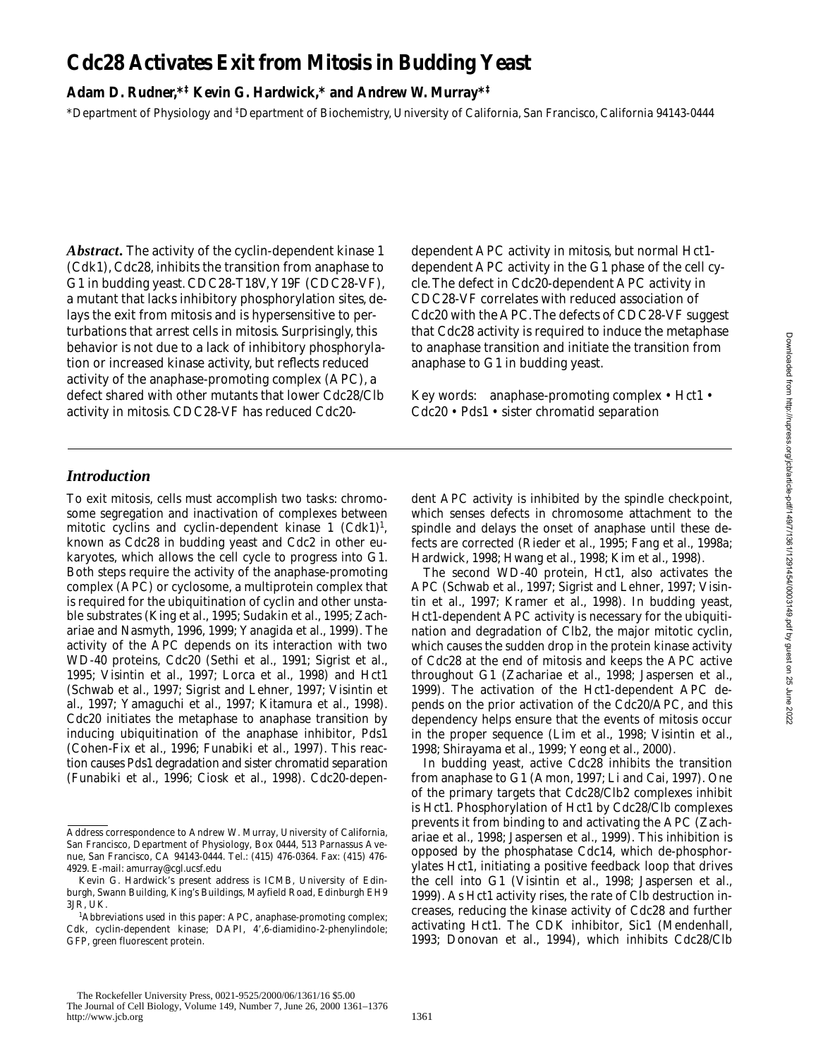# Cdc28 Activates Exit from Mitosis in Budding Yeast

**Adam D. Rudner,\*‡ Kevin G. Hardwick,\* and Andrew W. Murray\*‡**

\*Department of Physiology and ‡Department of Biochemistry, University of California, San Francisco, California 94143-0444

***Abstract.*** The activity of the cyclin-dependent kinase 1 (Cdk1), Cdc28, inhibits the transition from anaphase to G1 in budding yeast. CDC28-T18V,Y19F (CDC28-VF), a mutant that lacks inhibitory phosphorylation sites, delays the exit from mitosis and is hypersensitive to perturbations that arrest cells in mitosis. Surprisingly, this behavior is not due to a lack of inhibitory phosphorylation or increased kinase activity, but reflects reduced activity of the anaphase-promoting complex (APC), a defect shared with other mutants that lower Cdc28/Clb activity in mitosis. CDC28-VF has reduced Cdc20-dependent APC activity in mitosis, but normal Hct1-dependent APC activity in the G1 phase of the cell cycle. The defect in Cdc20-dependent APC activity in CDC28-VF correlates with reduced association of Cdc20 with the APC. The defects of CDC28-VF suggest that Cdc28 activity is required to induce the metaphase to anaphase transition and initiate the transition from anaphase to G1 in budding yeast.

Key words: anaphase-promoting complex • Hct1 • Cdc20 • Pds1 • sister chromatid separation

## *Introduction*

To exit mitosis, cells must accomplish two tasks: chromosome segregation and inactivation of complexes between mitotic cyclins and cyclin-dependent kinase 1 (Cdk1)[1], known as Cdc28 in budding yeast and Cdc2 in other eukaryotes, which allows the cell cycle to progress into G1. Both steps require the activity of the anaphase-promoting complex (APC) or cyclosome, a multiprotein complex that is required for the ubiquitination of cyclin and other unstable substrates (King et al., 1995; Sudakin et al., 1995; Zachariae and Nasmyth, 1996, 1999; Yanagida et al., 1999). The activity of the APC depends on its interaction with two WD-40 proteins, Cdc20 (Sethi et al., 1991; Sigrist et al., 1995; Visintin et al., 1997; Lorca et al., 1998) and Hct1 (Schwab et al., 1997; Sigrist and Lehner, 1997; Visintin et al., 1997; Yamaguchi et al., 1997; Kitamura et al., 1998). Cdc20 initiates the metaphase to anaphase transition by inducing ubiquitination of the anaphase inhibitor, Pds1 (Cohen-Fix et al., 1996; Funabiki et al., 1997). This reaction causes Pds1 degradation and sister chromatid separation (Funabiki et al., 1996; Ciosk et al., 1998). Cdc20-dependent APC activity is inhibited by the spindle checkpoint, which senses defects in chromosome attachment to the spindle and delays the onset of anaphase until these defects are corrected (Rieder et al., 1995; Fang et al., 1998a; Hardwick, 1998; Hwang et al., 1998; Kim et al., 1998).

The second WD-40 protein, Hct1, also activates the APC (Schwab et al., 1997; Sigrist and Lehner, 1997; Visintin et al., 1997; Kramer et al., 1998). In budding yeast, Hct1-dependent APC activity is necessary for the ubiquitination and degradation of Clb2, the major mitotic cyclin, which causes the sudden drop in the protein kinase activity of Cdc28 at the end of mitosis and keeps the APC active throughout G1 (Zachariae et al., 1998; Jaspersen et al., 1999). The activation of the Hct1-dependent APC depends on the prior activation of the Cdc20/APC, and this dependency helps ensure that the events of mitosis occur in the proper sequence (Lim et al., 1998; Visintin et al., 1998; Shirayama et al., 1999; Yeong et al., 2000).

In budding yeast, active Cdc28 inhibits the transition from anaphase to G1 (Amon, 1997; Li and Cai, 1997). One of the primary targets that Cdc28/Clb2 complexes inhibit is Hct1. Phosphorylation of Hct1 by Cdc28/Clb complexes prevents it from binding to and activating the APC (Zachariae et al., 1998; Jaspersen et al., 1999). This inhibition is opposed by the phosphatase Cdc14, which de-phosphorylates Hct1, initiating a positive feedback loop that drives the cell into G1 (Visintin et al., 1998; Jaspersen et al., 1999). As Hct1 activity rises, the rate of Clb destruction increases, reducing the kinase activity of Cdc28 and further activating Hct1. The CDK inhibitor, Sic1 (Mendenhall, 1993; Donovan et al., 1994), which inhibits Cdc28/Clb

Address correspondence to Andrew W. Murray, University of California, San Francisco, Department of Physiology, Box 0444, 513 Parnassus Avenue, San Francisco, CA 94143-0444. Tel.: (415) 476-0364. Fax: (415) 476-4929. E-mail: amurray@cgl.ucsf.edu

Kevin G. Hardwick's present address is ICMB, University of Edinburgh, Swann Building, King's Buildings, Mayfield Road, Edinburgh EH9 3JR, UK.

[1]Abbreviations used in this paper: APC, anaphase-promoting complex; Cdk, cyclin-dependent kinase; DAPI, 4′,6-diamidino-2-phenylindole; GFP, green fluorescent protein.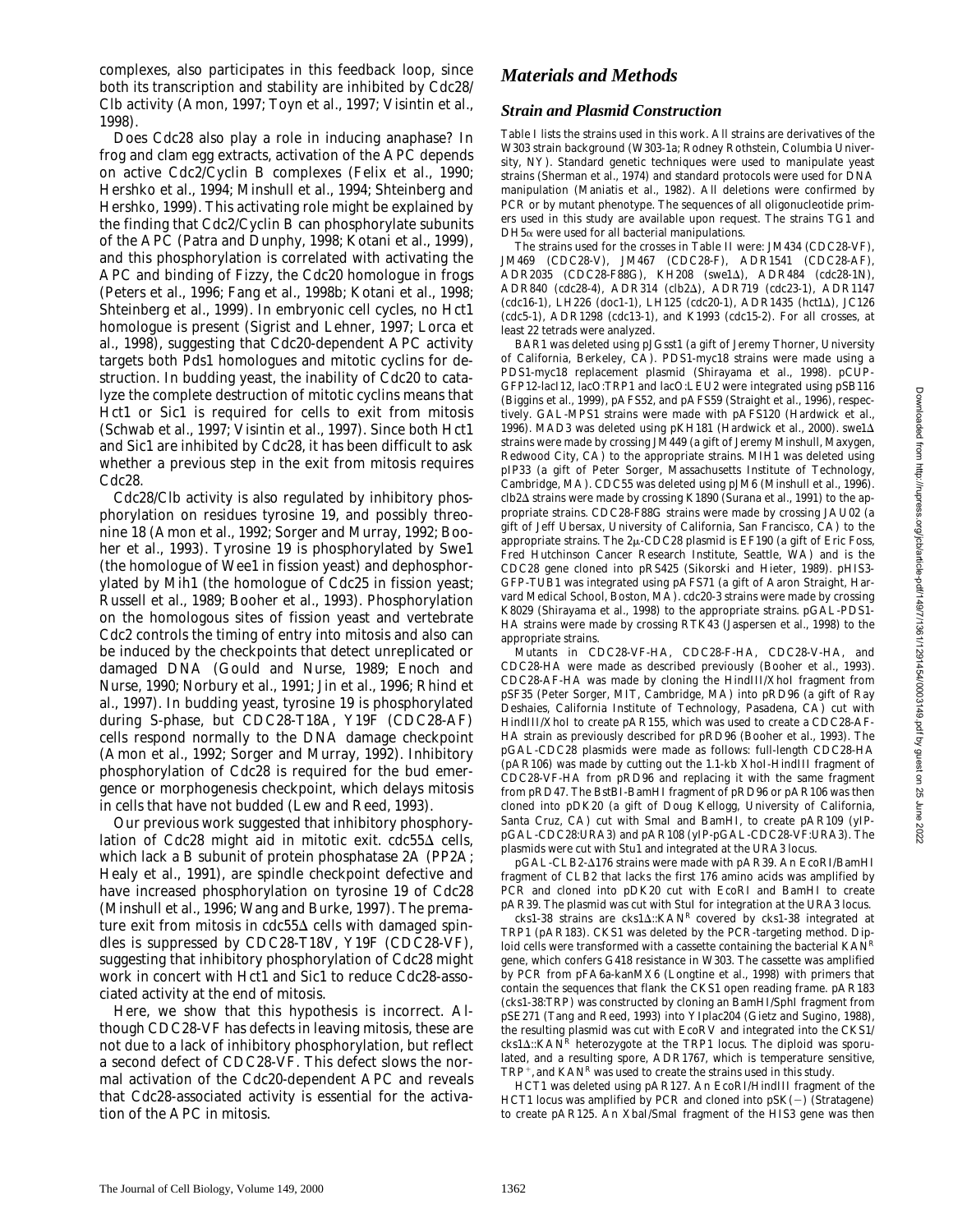complexes, also participates in this feedback loop, since both its transcription and stability are inhibited by Cdc28/Clb activity (Amon, 1997; Toyn et al., 1997; Visintin et al., 1998).

Does Cdc28 also play a role in inducing anaphase? In frog and clam egg extracts, activation of the APC depends on active Cdc2/Cyclin B complexes (Felix et al., 1990; Hershko et al., 1994; Minshull et al., 1994; Shteinberg and Hershko, 1999). This activating role might be explained by the finding that Cdc2/Cyclin B can phosphorylate subunits of the APC (Patra and Dunphy, 1998; Kotani et al., 1999), and this phosphorylation is correlated with activating the APC and binding of Fizzy, the Cdc20 homologue in frogs (Peters et al., 1996; Fang et al., 1998b; Kotani et al., 1998; Shteinberg et al., 1999). In embryonic cell cycles, no Hct1 homologue is present (Sigrist and Lehner, 1997; Lorca et al., 1998), suggesting that Cdc20-dependent APC activity targets both Pds1 homologues and mitotic cyclins for destruction. In budding yeast, the inability of Cdc20 to catalyze the complete destruction of mitotic cyclins means that Hct1 or Sic1 is required for cells to exit from mitosis (Schwab et al., 1997; Visintin et al., 1997). Since both Hct1 and Sic1 are inhibited by Cdc28, it has been difficult to ask whether a previous step in the exit from mitosis requires Cdc28.

Cdc28/Clb activity is also regulated by inhibitory phosphorylation on residues tyrosine 19, and possibly threonine 18 (Amon et al., 1992; Sorger and Murray, 1992; Booher et al., 1993). Tyrosine 19 is phosphorylated by Swe1 (the homologue of Wee1 in fission yeast) and dephosphorylated by Mih1 (the homologue of Cdc25 in fission yeast; Russell et al., 1989; Booher et al., 1993). Phosphorylation on the homologous sites of fission yeast and vertebrate Cdc2 controls the timing of entry into mitosis and also can be induced by the checkpoints that detect unreplicated or damaged DNA (Gould and Nurse, 1989; Enoch and Nurse, 1990; Norbury et al., 1991; Jin et al., 1996; Rhind et al., 1997). In budding yeast, tyrosine 19 is phosphorylated during S-phase, but CDC28-T18A, Y19F (CDC28-AF) cells respond normally to the DNA damage checkpoint (Amon et al., 1992; Sorger and Murray, 1992). Inhibitory phosphorylation of Cdc28 is required for the bud emergence or morphogenesis checkpoint, which delays mitosis in cells that have not budded (Lew and Reed, 1993).

Our previous work suggested that inhibitory phosphorylation of Cdc28 might aid in mitotic exit. *cdc55Δ* cells, which lack a B subunit of protein phosphatase 2A (PP2A; Healy et al., 1991), are spindle checkpoint defective and have increased phosphorylation on tyrosine 19 of Cdc28 (Minshull et al., 1996; Wang and Burke, 1997). The premature exit from mitosis in *cdc55Δ* cells with damaged spindles is suppressed by CDC28-T18V, Y19F (CDC28-VF), suggesting that inhibitory phosphorylation of Cdc28 might work in concert with Hct1 and Sic1 to reduce Cdc28-associated activity at the end of mitosis.

Here, we show that this hypothesis is incorrect. Although CDC28-VF has defects in leaving mitosis, these are not due to a lack of inhibitory phosphorylation, but reflect a second defect of CDC28-VF. This defect slows the normal activation of the Cdc20-dependent APC and reveals that Cdc28-associated activity is essential for the activation of the APC in mitosis.

## Materials and Methods

### Strain and Plasmid Construction

Table I lists the strains used in this work. All strains are derivatives of the W303 strain background (W303-1a; Rodney Rothstein, Columbia University, NY). Standard genetic techniques were used to manipulate yeast strains (Sherman et al., 1974) and standard protocols were used for DNA manipulation (Maniatis et al., 1982). All deletions were confirmed by PCR or by mutant phenotype. The sequences of all oligonucleotide primers used in this study are available upon request. The strains TG1 and DH5α were used for all bacterial manipulations.

The strains used for the crosses in Table II were: JM434 (CDC28-VF), JM469 (CDC28-V), JM467 (CDC28-F), ADR1541 (CDC28-AF), ADR2035 (CDC28-F88G), KH208 (*swe1Δ*), ADR484 (*cdc28-1N*), ADR840 (*cdc28-4*), ADR314 (*clb2Δ*), ADR719 (*cdc23-1*), ADR1147 (*cdc16-1*), LH226 (*doc1-1*), LH125 (*cdc20-1*), ADR1435 (*hct1Δ*), JC126 (*cdc5-1*), ADR1298 (*cdc13-1*), and K1993 (*cdc15-2*). For all crosses, at least 22 tetrads were analyzed.

BAR1 was deleted using pJGsst1 (a gift of Jeremy Thorner, University of California, Berkeley, CA). PDS1-myc18 strains were made using a PDS1-myc18 replacement plasmid (Shirayama et al., 1998). pCUP-GFP12-lacI12, lacO:TRP1 and lacO:LEU2 were integrated using pSB116 (Biggins et al., 1999), pAFS52, and pAFS59 (Straight et al., 1996), respectively. GAL-MPS1 strains were made with pAFS120 (Hardwick et al., 1996). MAD3 was deleted using pKH181 (Hardwick et al., 2000). *swe1Δ* strains were made by crossing JM449 (a gift of Jeremy Minshull, Maxygen, Redwood City, CA) to the appropriate strains. MIH1 was deleted using pIP33 (a gift of Peter Sorger, Massachusetts Institute of Technology, Cambridge, MA). CDC55 was deleted using pJM6 (Minshull et al., 1996). *clb2Δ* strains were made by crossing K1890 (Surana et al., 1991) to the appropriate strains. CDC28-F88G strains were made by crossing JAU02 (a gift of Jeff Ubersax, University of California, San Francisco, CA) to the appropriate strains. The 2μ-CDC28 plasmid is EF190 (a gift of Eric Foss, Fred Hutchinson Cancer Research Institute, Seattle, WA) and is the CDC28 gene cloned into pRS425 (Sikorski and Hieter, 1989). pHIS3-GFP-TUB1 was integrated using pAFS71 (a gift of Aaron Straight, Harvard Medical School, Boston, MA). *cdc20-3* strains were made by crossing K8029 (Shirayama et al., 1998) to the appropriate strains. pGAL-PDS1-HA strains were made by crossing RTK43 (Jaspersen et al., 1998) to the appropriate strains.

Mutants in CDC28-VF-HA, CDC28-F-HA, CDC28-V-HA, and CDC28-HA were made as described previously (Booher et al., 1993). CDC28-AF-HA was made by cloning the HindIII/XhoI fragment from pSF35 (Peter Sorger, MIT, Cambridge, MA) into pRD96 (a gift of Ray Deshaies, California Institute of Technology, Pasadena, CA) cut with HindIII/XhoI to create pAR155, which was used to create a CDC28-AF-HA strain as previously described for pRD96 (Booher et al., 1993). The pGAL-CDC28 plasmids were made as follows: full-length CDC28-HA (pAR106) was made by cutting out the 1.1-kb XhoI-HindIII fragment of CDC28-VF-HA from pRD96 and replacing it with the same fragment from pRD47. The BstBI-BamHI fragment of pRD96 or pAR106 was then cloned into pDK20 (a gift of Doug Kellogg, University of California, Santa Cruz, CA) cut with SmaI and BamHI, to create pAR109 (yIP-pGAL-CDC28:URA3) and pAR108 (yIP-pGAL-CDC28-VF:URA3). The plasmids were cut with Stu1 and integrated at the URA3 locus.

pGAL-CLB2-Δ176 strains were made with pAR39. An EcoRI/BamHI fragment of CLB2 that lacks the first 176 amino acids was amplified by PCR and cloned into pDK20 cut with EcoRI and BamHI to create pAR39. The plasmid was cut with StuI for integration at the URA3 locus.

*cks1-38* strains are *cks1Δ::KAN*[R] covered by *cks1-38* integrated at TRP1 (pAR183). CKS1 was deleted by the PCR-targeting method. Diploid cells were transformed with a cassette containing the bacterial KAN[R] gene, which confers G418 resistance in W303. The cassette was amplified by PCR from pFA6a-kanMX6 (Longtine et al., 1998) with primers that contain the sequences that flank the CKS1 open reading frame. pAR183 (*cks1-38*:TRP) was constructed by cloning an BamHI/SphI fragment from pSE271 (Tang and Reed, 1993) into YIplac204 (Gietz and Sugino, 1988), the resulting plasmid was cut with EcoRV and integrated into the CKS1/*cks1Δ::KAN*[R] heterozygote at the TRP1 locus. The diploid was sporulated, and a resulting spore, ADR1767, which is temperature sensitive, TRP[+], and KAN[R] was used to create the strains used in this study.

HCT1 was deleted using pAR127. An EcoRI/HindIII fragment of the HCT1 locus was amplified by PCR and cloned into pSK(−) (Stratagene) to create pAR125. An XbaI/SmaI fragment of the HIS3 gene was then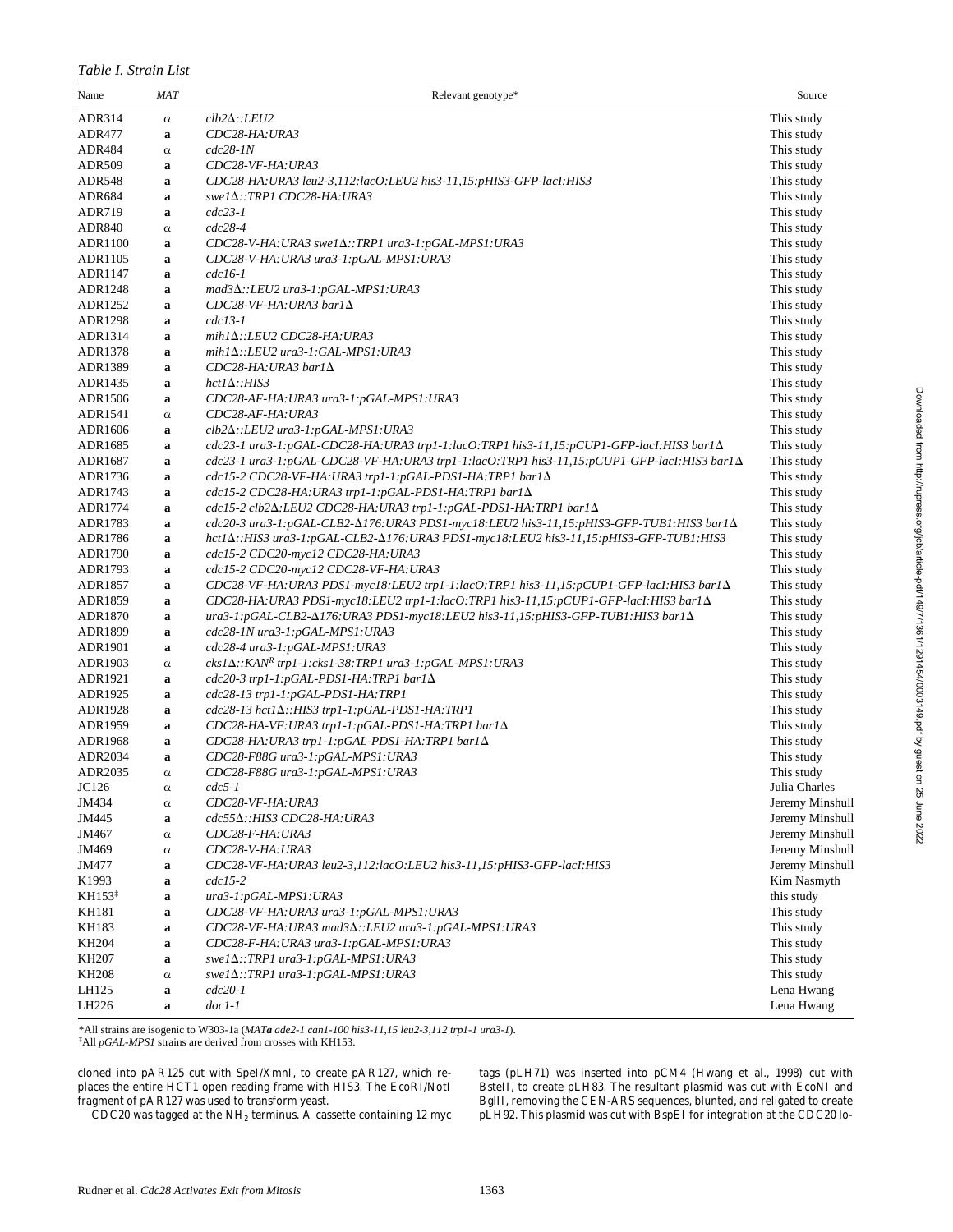*Table I. Strain List*

| Name | *MAT* | Relevant genotype* | Source |
|---|---|---|---|
| ADR314 | α | *clb2Δ::LEU2* | This study |
| ADR477 | **a** | *CDC28-HA:URA3* | This study |
| ADR484 | α | *cdc28-1N* | This study |
| ADR509 | **a** | *CDC28-VF-HA:URA3* | This study |
| ADR548 | **a** | *CDC28-HA:URA3 leu2-3,112:lacO:LEU2 his3-11,15:pHIS3-GFP-lacI:HIS3* | This study |
| ADR684 | **a** | *swe1Δ::TRP1 CDC28-HA:URA3* | This study |
| ADR719 | **a** | *cdc23-1* | This study |
| ADR840 | α | *cdc28-4* | This study |
| ADR1100 | **a** | *CDC28-V-HA:URA3 swe1Δ::TRP1 ura3-1:pGAL-MPS1:URA3* | This study |
| ADR1105 | **a** | *CDC28-V-HA:URA3 ura3-1:pGAL-MPS1:URA3* | This study |
| ADR1147 | **a** | *cdc16-1* | This study |
| ADR1248 | **a** | *mad3Δ::LEU2 ura3-1:pGAL-MPS1:URA3* | This study |
| ADR1252 | **a** | *CDC28-VF-HA:URA3 bar1Δ* | This study |
| ADR1298 | **a** | *cdc13-1* | This study |
| ADR1314 | **a** | *mih1Δ::LEU2 CDC28-HA:URA3* | This study |
| ADR1378 | **a** | *mih1Δ::LEU2 ura3-1:GAL-MPS1:URA3* | This study |
| ADR1389 | **a** | *CDC28-HA:URA3 bar1Δ* | This study |
| ADR1435 | **a** | *hct1Δ::HIS3* | This study |
| ADR1506 | **a** | *CDC28-AF-HA:URA3 ura3-1:pGAL-MPS1:URA3* | This study |
| ADR1541 | α | *CDC28-AF-HA:URA3* | This study |
| ADR1606 | **a** | *clb2Δ::LEU2 ura3-1:pGAL-MPS1:URA3* | This study |
| ADR1685 | **a** | *cdc23-1 ura3-1:pGAL-CDC28-HA:URA3 trp1-1:lacO:TRP1 his3-11,15:pCUP1-GFP-lacI:HIS3 bar1Δ* | This study |
| ADR1687 | **a** | *cdc23-1 ura3-1:pGAL-CDC28-VF-HA:URA3 trp1-1:lacO:TRP1 his3-11,15:pCUP1-GFP-lacI:HIS3 bar1Δ* | This study |
| ADR1736 | **a** | *cdc15-2 CDC28-VF-HA:URA3 trp1-1:pGAL-PDS1-HA:TRP1 bar1Δ* | This study |
| ADR1743 | **a** | *cdc15-2 CDC28-HA:URA3 trp1-1:pGAL-PDS1-HA:TRP1 bar1Δ* | This study |
| ADR1774 | **a** | *cdc15-2 clb2Δ:LEU2 CDC28-HA:URA3 trp1-1:pGAL-PDS1-HA:TRP1 bar1Δ* | This study |
| ADR1783 | **a** | *cdc20-3 ura3-1:pGAL-CLB2-Δ176:URA3 PDS1-myc18:LEU2 his3-11,15:pHIS3-GFP-TUB1:HIS3 bar1Δ* | This study |
| ADR1786 | **a** | *hct1Δ::HIS3 ura3-1:pGAL-CLB2-Δ176:URA3 PDS1-myc18:LEU2 his3-11,15:pHIS3-GFP-TUB1:HIS3* | This study |
| ADR1790 | **a** | *cdc15-2 CDC20-myc12 CDC28-HA:URA3* | This study |
| ADR1793 | **a** | *cdc15-2 CDC20-myc12 CDC28-VF-HA:URA3* | This study |
| ADR1857 | **a** | *CDC28-VF-HA:URA3 PDS1-myc18:LEU2 trp1-1:lacO:TRP1 his3-11,15:pCUP1-GFP-lacI:HIS3 bar1Δ* | This study |
| ADR1859 | **a** | *CDC28-HA:URA3 PDS1-myc18:LEU2 trp1-1:lacO:TRP1 his3-11,15:pCUP1-GFP-lacI:HIS3 bar1Δ* | This study |
| ADR1870 | **a** | *ura3-1:pGAL-CLB2-Δ176:URA3 PDS1-myc18:LEU2 his3-11,15:pHIS3-GFP-TUB1:HIS3 bar1Δ* | This study |
| ADR1899 | **a** | *cdc28-1N ura3-1:pGAL-MPS1:URA3* | This study |
| ADR1901 | **a** | *cdc28-4 ura3-1:pGAL-MPS1:URA3* | This study |
| ADR1903 | α | *cks1Δ::KAN$^R$ trp1-1:cks1-38:TRP1 ura3-1:pGAL-MPS1:URA3* | This study |
| ADR1921 | **a** | *cdc20-3 trp1-1:pGAL-PDS1-HA:TRP1 bar1Δ* | This study |
| ADR1925 | **a** | *cdc28-13 trp1-1:pGAL-PDS1-HA:TRP1* | This study |
| ADR1928 | **a** | *cdc28-13 hct1Δ::HIS3 trp1-1:pGAL-PDS1-HA:TRP1* | This study |
| ADR1959 | **a** | *CDC28-HA-VF:URA3 trp1-1:pGAL-PDS1-HA:TRP1 bar1Δ* | This study |
| ADR1968 | **a** | *CDC28-HA:URA3 trp1-1:pGAL-PDS1-HA:TRP1 bar1Δ* | This study |
| ADR2034 | **a** | *CDC28-F88G ura3-1:pGAL-MPS1:URA3* | This study |
| ADR2035 | α | *CDC28-F88G ura3-1:pGAL-MPS1:URA3* | This study |
| JC126 | α | *cdc5-1* | Julia Charles |
| JM434 | α | *CDC28-VF-HA:URA3* | Jeremy Minshull |
| JM445 | **a** | *cdc55Δ::HIS3 CDC28-HA:URA3* | Jeremy Minshull |
| JM467 | α | *CDC28-F-HA:URA3* | Jeremy Minshull |
| JM469 | α | *CDC28-V-HA:URA3* | Jeremy Minshull |
| JM477 | **a** | *CDC28-VF-HA:URA3 leu2-3,112:lacO:LEU2 his3-11,15:pHIS3-GFP-lacI:HIS3* | Jeremy Minshull |
| K1993 | **a** | *cdc15-2* | Kim Nasmyth |
| KH153[‡] | **a** | *ura3-1:pGAL-MPS1:URA3* | this study |
| KH181 | **a** | *CDC28-VF-HA:URA3 ura3-1:pGAL-MPS1:URA3* | This study |
| KH183 | **a** | *CDC28-VF-HA:URA3 mad3Δ::LEU2 ura3-1:pGAL-MPS1:URA3* | This study |
| KH204 | **a** | *CDC28-F-HA:URA3 ura3-1:pGAL-MPS1:URA3* | This study |
| KH207 | **a** | *swe1Δ::TRP1 ura3-1:pGAL-MPS1:URA3* | This study |
| KH208 | α | *swe1Δ::TRP1 ura3-1:pGAL-MPS1:URA3* | This study |
| LH125 | **a** | *cdc20-1* | Lena Hwang |
| LH226 | **a** | *doc1-1* | Lena Hwang |

*All strains are isogenic to W303-1a (*MAT**a** ade2-1 can1-100 his3-11,15 leu2-3,112 trp1-1 ura3-1*).
[‡]All *pGAL-MPS1* strains are derived from crosses with KH153.

cloned into pAR125 cut with SpeI/XmnI, to create pAR127, which replaces the entire HCT1 open reading frame with HIS3. The EcoRI/NotI fragment of pAR127 was used to transform yeast.

CDC20 was tagged at the $NH_2$ terminus. A cassette containing 12 myc tags (pLH71) was inserted into pCM4 (Hwang et al., 1998) cut with BstEII, to create pLH83. The resultant plasmid was cut with EcoNI and BglII, removing the CEN-ARS sequences, blunted, and religated to create pLH92. This plasmid was cut with BspEI for integration at the CDC20 lo-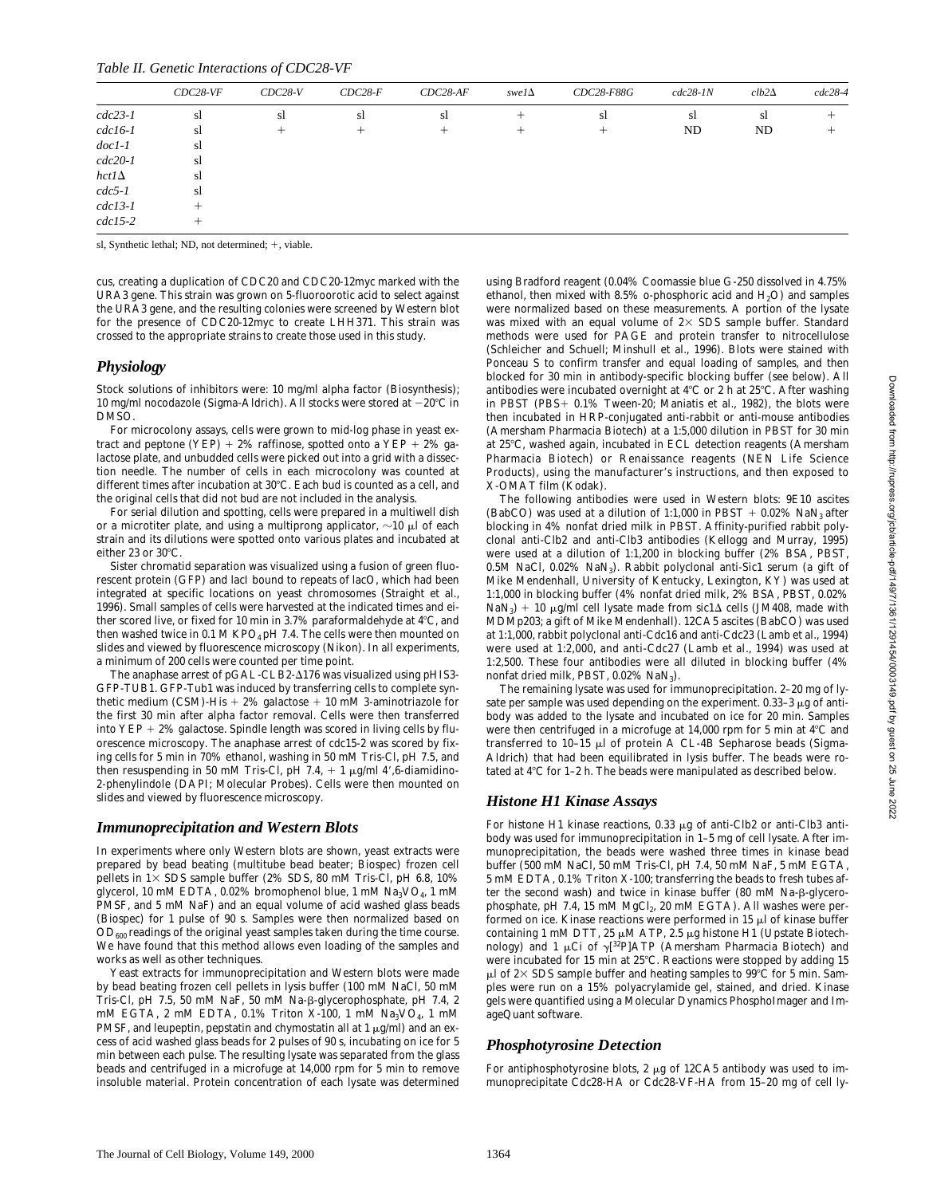*Table II. Genetic Interactions of CDC28-VF*

| | *CDC28-VF* | *CDC28-V* | *CDC28-F* | *CDC28-AF* | *swe1Δ* | *CDC28-F88G* | *cdc28-1N* | *clb2Δ* | *cdc28-4* |
|---|---|---|---|---|---|---|---|---|---|
| *cdc23-1* | sl | sl | sl | sl | + | sl | sl | sl | + |
| *cdc16-1* | sl | + | + | + | + | + | ND | ND | + |
| *doc1-1* | sl | | | | | | | | |
| *cdc20-1* | sl | | | | | | | | |
| *hct1Δ* | sl | | | | | | | | |
| *cdc5-1* | sl | | | | | | | | |
| *cdc13-1* | + | | | | | | | | |
| *cdc15-2* | + | | | | | | | | |

sl, Synthetic lethal; ND, not determined; +, viable.

cus, creating a duplication of CDC20 and CDC20-12myc marked with the URA3 gene. This strain was grown on 5-fluoroorotic acid to select against the URA3 gene, and the resulting colonies were screened by Western blot for the presence of CDC20-12myc to create LHH371. This strain was crossed to the appropriate strains to create those used in this study.

## Physiology

Stock solutions of inhibitors were: 10 mg/ml alpha factor (Biosynthesis); 10 mg/ml nocodazole (Sigma-Aldrich). All stocks were stored at −20°C in DMSO.

For microcolony assays, cells were grown to mid-log phase in yeast extract and peptone (YEP) + 2% raffinose, spotted onto a YEP + 2% galactose plate, and unbudded cells were picked out into a grid with a dissection needle. The number of cells in each microcolony was counted at different times after incubation at 30°C. Each bud is counted as a cell, and the original cells that did not bud are not included in the analysis.

For serial dilution and spotting, cells were prepared in a multiwell dish or a microtiter plate, and using a multiprong applicator, ~10 μl of each strain and its dilutions were spotted onto various plates and incubated at either 23 or 30°C.

Sister chromatid separation was visualized using a fusion of green fluorescent protein (GFP) and lacI bound to repeats of lacO, which had been integrated at specific locations on yeast chromosomes (Straight et al., 1996). Small samples of cells were harvested at the indicated times and either scored live, or fixed for 10 min in 3.7% paraformaldehyde at 4°C, and then washed twice in 0.1 M $KPO_4$ pH 7.4. The cells were then mounted on slides and viewed by fluorescence microscopy (Nikon). In all experiments, a minimum of 200 cells were counted per time point.

The anaphase arrest of pGAL-CLB2-Δ176 was visualized using pHIS3-GFP-TUB1. GFP-Tub1 was induced by transferring cells to complete synthetic medium (CSM)-His + 2% galactose + 10 mM 3-aminotriazole for the first 30 min after alpha factor removal. Cells were then transferred into YEP + 2% galactose. Spindle length was scored in living cells by fluorescence microscopy. The anaphase arrest of cdc15-2 was scored by fixing cells for 5 min in 70% ethanol, washing in 50 mM Tris-Cl, pH 7.5, and then resuspending in 50 mM Tris-Cl, pH 7.4, + 1 μg/ml 4′,6-diamidino-2-phenylindole (DAPI; Molecular Probes). Cells were then mounted on slides and viewed by fluorescence microscopy.

## Immunoprecipitation and Western Blots

In experiments where only Western blots are shown, yeast extracts were prepared by bead beating (multitube bead beater; Biospec) frozen cell pellets in 1× SDS sample buffer (2% SDS, 80 mM Tris-Cl, pH 6.8, 10% glycerol, 10 mM EDTA, 0.02% bromophenol blue, 1 mM $Na_3VO_4$, 1 mM PMSF, and 5 mM NaF) and an equal volume of acid washed glass beads (Biospec) for 1 pulse of 90 s. Samples were then normalized based on $OD_{600}$ readings of the original yeast samples taken during the time course. We have found that this method allows even loading of the samples and works as well as other techniques.

Yeast extracts for immunoprecipitation and Western blots were made by bead beating frozen cell pellets in lysis buffer (100 mM NaCl, 50 mM Tris-Cl, pH 7.5, 50 mM NaF, 50 mM Na-β-glycerophosphate, pH 7.4, 2 mM EGTA, 2 mM EDTA, 0.1% Triton X-100, 1 mM $Na_3VO_4$, 1 mM PMSF, and leupeptin, pepstatin and chymostatin all at 1 μg/ml) and an excess of acid washed glass beads for 2 pulses of 90 s, incubating on ice for 5 min between each pulse. The resulting lysate was separated from the glass beads and centrifuged in a microfuge at 14,000 rpm for 5 min to remove insoluble material. Protein concentration of each lysate was determined using Bradford reagent (0.04% Coomassie blue G-250 dissolved in 4.75% ethanol, then mixed with 8.5% o-phosphoric acid and $H_2O$) and samples were normalized based on these measurements. A portion of the lysate was mixed with an equal volume of 2× SDS sample buffer. Standard methods were used for PAGE and protein transfer to nitrocellulose (Schleicher and Schuell; Minshull et al., 1996). Blots were stained with Ponceau S to confirm transfer and equal loading of samples, and then blocked for 30 min in antibody-specific blocking buffer (see below). All antibodies were incubated overnight at 4°C or 2 h at 25°C. After washing in PBST (PBS+ 0.1% Tween-20; Maniatis et al., 1982), the blots were then incubated in HRP-conjugated anti-rabbit or anti-mouse antibodies (Amersham Pharmacia Biotech) at a 1:5,000 dilution in PBST for 30 min at 25°C, washed again, incubated in ECL detection reagents (Amersham Pharmacia Biotech) or Renaissance reagents (NEN Life Science Products), using the manufacturer's instructions, and then exposed to X-OMAT film (Kodak).

The following antibodies were used in Western blots: 9E10 ascites (BabCO) was used at a dilution of 1:1,000 in PBST + 0.02% $NaN_3$ after blocking in 4% nonfat dried milk in PBST. Affinity-purified rabbit polyclonal anti-Clb2 and anti-Clb3 antibodies (Kellogg and Murray, 1995) were used at a dilution of 1:1,200 in blocking buffer (2% BSA, PBST, 0.5M NaCl, 0.02% $NaN_3$). Rabbit polyclonal anti-Sic1 serum (a gift of Mike Mendenhall, University of Kentucky, Lexington, KY) was used at 1:1,000 in blocking buffer (4% nonfat dried milk, 2% BSA, PBST, 0.02% $NaN_3$) + 10 μg/ml cell lysate made from sic1Δ cells (JM408, made with MDMp203; a gift of Mike Mendenhall). 12CA5 ascites (BabCO) was used at 1:1,000, rabbit polyclonal anti-Cdc16 and anti-Cdc23 (Lamb et al., 1994) were used at 1:2,000, and anti-Cdc27 (Lamb et al., 1994) was used at 1:2,500. These four antibodies were all diluted in blocking buffer (4% nonfat dried milk, PBST, 0.02% $NaN_3$).

The remaining lysate was used for immunoprecipitation. 2–20 mg of lysate per sample was used depending on the experiment. 0.33–3 μg of antibody was added to the lysate and incubated on ice for 20 min. Samples were then centrifuged in a microfuge at 14,000 rpm for 5 min at 4°C and transferred to 10–15 μl of protein A CL-4B Sepharose beads (Sigma-Aldrich) that had been equilibrated in lysis buffer. The beads were rotated at 4°C for 1–2 h. The beads were manipulated as described below.

## Histone H1 Kinase Assays

For histone H1 kinase reactions, 0.33 μg of anti-Clb2 or anti-Clb3 antibody was used for immunoprecipitation in 1–5 mg of cell lysate. After immunoprecipitation, the beads were washed three times in kinase bead buffer (500 mM NaCl, 50 mM Tris-Cl, pH 7.4, 50 mM NaF, 5 mM EGTA, 5 mM EDTA, 0.1% Triton X-100; transferring the beads to fresh tubes after the second wash) and twice in kinase buffer (80 mM Na-β-glycerophosphate, pH 7.4, 15 mM $MgCl_2$, 20 mM EGTA). All washes were performed on ice. Kinase reactions were performed in 15 μl of kinase buffer containing 1 mM DTT, 25 μM ATP, 2.5 μg histone H1 (Upstate Biotechnology) and 1 μCi of γ[$^{32}$P]ATP (Amersham Pharmacia Biotech) and were incubated for 15 min at 25°C. Reactions were stopped by adding 15 μl of 2× SDS sample buffer and heating samples to 99°C for 5 min. Samples were run on a 15% polyacrylamide gel, stained, and dried. Kinase gels were quantified using a Molecular Dynamics PhosphoImager and ImageQuant software.

## Phosphotyrosine Detection

For antiphosphotyrosine blots, 2 μg of 12CA5 antibody was used to immunoprecipitate Cdc28-HA or Cdc28-VF-HA from 15–20 mg of cell ly-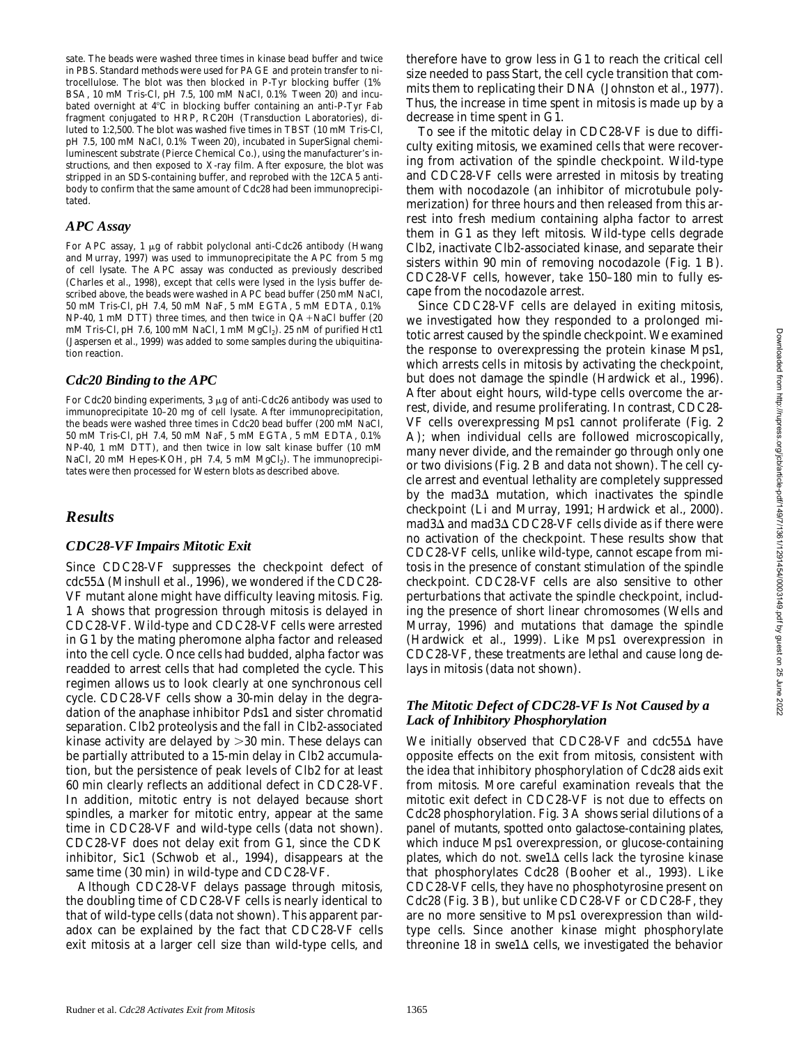sate. The beads were washed three times in kinase bead buffer and twice in PBS. Standard methods were used for PAGE and protein transfer to nitrocellulose. The blot was then blocked in P-Tyr blocking buffer (1% BSA, 10 mM Tris-Cl, pH 7.5, 100 mM NaCl, 0.1% Tween 20) and incubated overnight at 4°C in blocking buffer containing an anti-P-Tyr Fab fragment conjugated to HRP, RC20H (Transduction Laboratories), diluted to 1:2,500. The blot was washed five times in TBST (10 mM Tris-Cl, pH 7.5, 100 mM NaCl, 0.1% Tween 20), incubated in SuperSignal chemiluminescent substrate (Pierce Chemical Co.), using the manufacturer's instructions, and then exposed to X-ray film. After exposure, the blot was stripped in an SDS-containing buffer, and reprobed with the 12CA5 antibody to confirm that the same amount of Cdc28 had been immunoprecipitated.

### *APC Assay*

For APC assay, 1 μg of rabbit polyclonal anti-Cdc26 antibody (Hwang and Murray, 1997) was used to immunoprecipitate the APC from 5 mg of cell lysate. The APC assay was conducted as previously described (Charles et al., 1998), except that cells were lysed in the lysis buffer described above, the beads were washed in APC bead buffer (250 mM NaCl, 50 mM Tris-Cl, pH 7.4, 50 mM NaF, 5 mM EGTA, 5 mM EDTA, 0.1% NP-40, 1 mM DTT) three times, and then twice in QA+NaCl buffer (20 mM Tris-Cl, pH 7.6, 100 mM NaCl, 1 mM $MgCl_2$). 25 nM of purified Hct1 (Jaspersen et al., 1999) was added to some samples during the ubiquitination reaction.

### *Cdc20 Binding to the APC*

For Cdc20 binding experiments, 3 μg of anti-Cdc26 antibody was used to immunoprecipitate 10–20 mg of cell lysate. After immunoprecipitation, the beads were washed three times in Cdc20 bead buffer (200 mM NaCl, 50 mM Tris-Cl, pH 7.4, 50 mM NaF, 5 mM EGTA, 5 mM EDTA, 0.1% NP-40, 1 mM DTT), and then twice in low salt kinase buffer (10 mM NaCl, 20 mM Hepes-KOH, pH 7.4, 5 mM $MgCl_2$). The immunoprecipitates were then processed for Western blots as described above.

## *Results*

### *CDC28-VF Impairs Mitotic Exit*

Since CDC28-VF suppresses the checkpoint defect of cdc55Δ (Minshull et al., 1996), we wondered if the CDC28-VF mutant alone might have difficulty leaving mitosis. Fig. 1 A shows that progression through mitosis is delayed in CDC28-VF. Wild-type and CDC28-VF cells were arrested in G1 by the mating pheromone alpha factor and released into the cell cycle. Once cells had budded, alpha factor was readded to arrest cells that had completed the cycle. This regimen allows us to look clearly at one synchronous cell cycle. CDC28-VF cells show a 30-min delay in the degradation of the anaphase inhibitor Pds1 and sister chromatid separation. Clb2 proteolysis and the fall in Clb2-associated kinase activity are delayed by >30 min. These delays can be partially attributed to a 15-min delay in Clb2 accumulation, but the persistence of peak levels of Clb2 for at least 60 min clearly reflects an additional defect in CDC28-VF. In addition, mitotic entry is not delayed because short spindles, a marker for mitotic entry, appear at the same time in CDC28-VF and wild-type cells (data not shown). CDC28-VF does not delay exit from G1, since the CDK inhibitor, Sic1 (Schwob et al., 1994), disappears at the same time (30 min) in wild-type and CDC28-VF.

Although CDC28-VF delays passage through mitosis, the doubling time of CDC28-VF cells is nearly identical to that of wild-type cells (data not shown). This apparent paradox can be explained by the fact that CDC28-VF cells exit mitosis at a larger cell size than wild-type cells, and therefore have to grow less in G1 to reach the critical cell size needed to pass Start, the cell cycle transition that commits them to replicating their DNA (Johnston et al., 1977). Thus, the increase in time spent in mitosis is made up by a decrease in time spent in G1.

To see if the mitotic delay in CDC28-VF is due to difficulty exiting mitosis, we examined cells that were recovering from activation of the spindle checkpoint. Wild-type and CDC28-VF cells were arrested in mitosis by treating them with nocodazole (an inhibitor of microtubule polymerization) for three hours and then released from this arrest into fresh medium containing alpha factor to arrest them in G1 as they left mitosis. Wild-type cells degrade Clb2, inactivate Clb2-associated kinase, and separate their sisters within 90 min of removing nocodazole (Fig. 1 B). CDC28-VF cells, however, take 150–180 min to fully escape from the nocodazole arrest.

Since CDC28-VF cells are delayed in exiting mitosis, we investigated how they responded to a prolonged mitotic arrest caused by the spindle checkpoint. We examined the response to overexpressing the protein kinase Mps1, which arrests cells in mitosis by activating the checkpoint, but does not damage the spindle (Hardwick et al., 1996). After about eight hours, wild-type cells overcome the arrest, divide, and resume proliferating. In contrast, CDC28-VF cells overexpressing Mps1 cannot proliferate (Fig. 2 A); when individual cells are followed microscopically, many never divide, and the remainder go through only one or two divisions (Fig. 2 B and data not shown). The cell cycle arrest and eventual lethality are completely suppressed by the mad3Δ mutation, which inactivates the spindle checkpoint (Li and Murray, 1991; Hardwick et al., 2000). mad3Δ and mad3Δ CDC28-VF cells divide as if there were no activation of the checkpoint. These results show that CDC28-VF cells, unlike wild-type, cannot escape from mitosis in the presence of constant stimulation of the spindle checkpoint. CDC28-VF cells are also sensitive to other perturbations that activate the spindle checkpoint, including the presence of short linear chromosomes (Wells and Murray, 1996) and mutations that damage the spindle (Hardwick et al., 1999). Like Mps1 overexpression in CDC28-VF, these treatments are lethal and cause long delays in mitosis (data not shown).

### *The Mitotic Defect of CDC28-VF Is Not Caused by a Lack of Inhibitory Phosphorylation*

We initially observed that CDC28-VF and cdc55Δ have opposite effects on the exit from mitosis, consistent with the idea that inhibitory phosphorylation of Cdc28 aids exit from mitosis. More careful examination reveals that the mitotic exit defect in CDC28-VF is not due to effects on Cdc28 phosphorylation. Fig. 3 A shows serial dilutions of a panel of mutants, spotted onto galactose-containing plates, which induce Mps1 overexpression, or glucose-containing plates, which do not. swe1Δ cells lack the tyrosine kinase that phosphorylates Cdc28 (Booher et al., 1993). Like CDC28-VF cells, they have no phosphotyrosine present on Cdc28 (Fig. 3 B), but unlike CDC28-VF or CDC28-F, they are no more sensitive to Mps1 overexpression than wild-type cells. Since another kinase might phosphorylate threonine 18 in swe1Δ cells, we investigated the behavior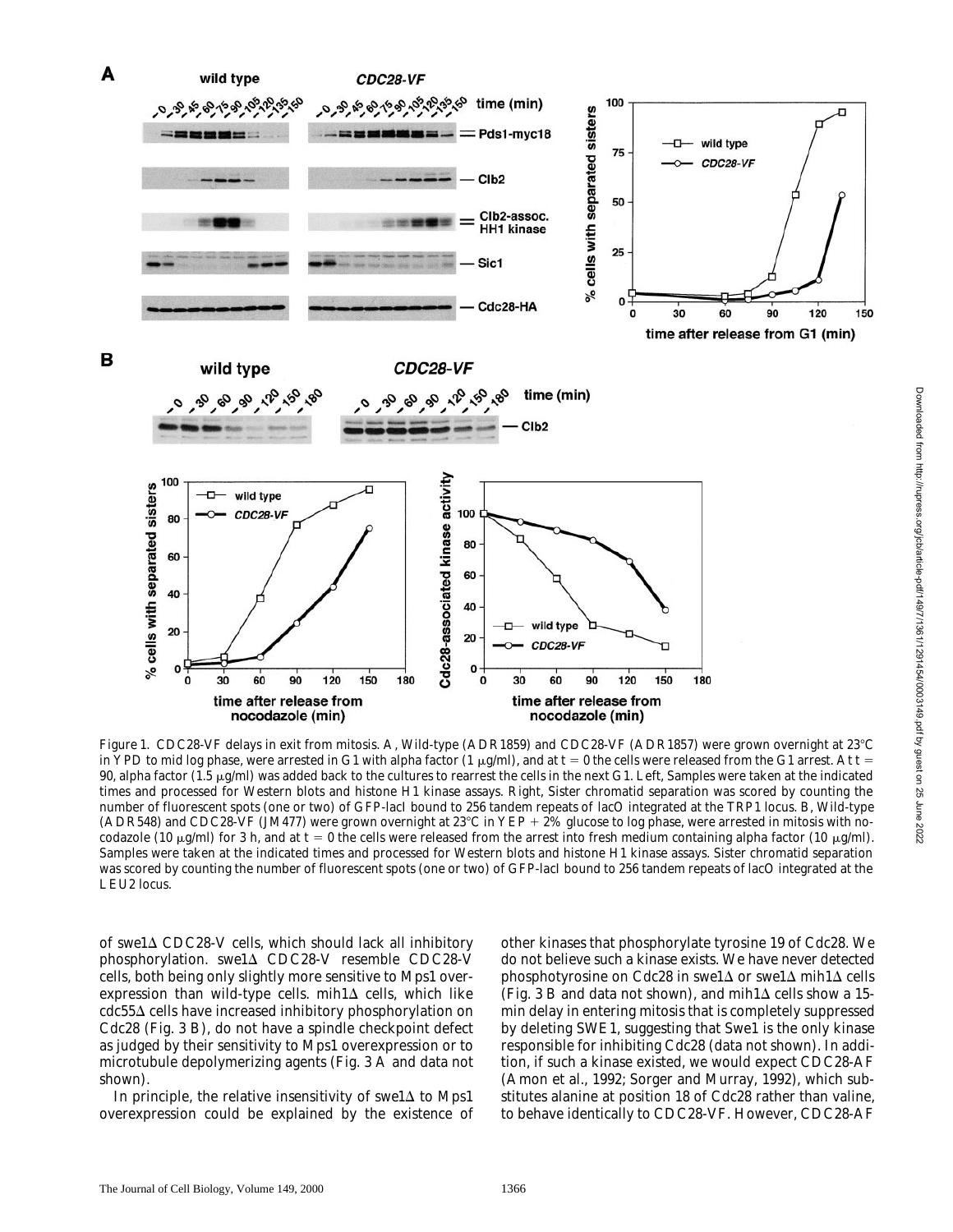A

wild type

CDC28-VF

0 30 45 60 75 90 105 120 135 150

0 30 45 60 75 90 105 120 135 150 time (min)

Pds1-myc18

Clb2

Clb2-assoc. HH1 kinase

Sic1

Cdc28-HA

% cells with separated sisters

100

75

50

25

0

wild type

CDC28-VF

0 30 60 90 120 150

time after release from G1 (min)

B

wild type

CDC28-VF

0 30 60 90 120 150 180

0 30 60 90 120 150 180 time (min)

Clb2

% cells with separated sisters

100

80

60

40

20

0

wild type

CDC28-VF

0 30 60 90 120 150 180

time after release from nocodazole (min)

Cdc28-associated kinase activity

100

80

60

40

20

0

wild type

CDC28-VF

0 30 60 90 120 150 180

time after release from nocodazole (min)

Figure 1. CDC28-VF delays in exit from mitosis. A, Wild-type (ADR1859) and CDC28-VF (ADR1857) were grown overnight at 23°C in YPD to mid log phase, were arrested in G1 with alpha factor (1 μg/ml), and at t = 0 the cells were released from the G1 arrest. At t = 90, alpha factor (1.5 μg/ml) was added back to the cultures to rearrest the cells in the next G1. Left, Samples were taken at the indicated times and processed for Western blots and histone H1 kinase assays. Right, Sister chromatid separation was scored by counting the number of fluorescent spots (one or two) of GFP-lacI bound to 256 tandem repeats of lacO integrated at the TRP1 locus. B, Wild-type (ADR548) and CDC28-VF (JM477) were grown overnight at 23°C in YEP + 2% glucose to log phase, were arrested in mitosis with nocodazole (10 μg/ml) for 3 h, and at t = 0 the cells were released from the arrest into fresh medium containing alpha factor (10 μg/ml). Samples were taken at the indicated times and processed for Western blots and histone H1 kinase assays. Sister chromatid separation was scored by counting the number of fluorescent spots (one or two) of GFP-lacI bound to 256 tandem repeats of lacO integrated at the LEU2 locus.

of swe1Δ CDC28-V cells, which should lack all inhibitory phosphorylation. swe1Δ CDC28-V resemble CDC28-V cells, both being only slightly more sensitive to Mps1 overexpression than wild-type cells. mih1Δ cells, which like cdc55Δ cells have increased inhibitory phosphorylation on Cdc28 (Fig. 3 B), do not have a spindle checkpoint defect as judged by their sensitivity to Mps1 overexpression or to microtubule depolymerizing agents (Fig. 3 A and data not shown).

In principle, the relative insensitivity of swe1Δ to Mps1 overexpression could be explained by the existence of other kinases that phosphorylate tyrosine 19 of Cdc28. We do not believe such a kinase exists. We have never detected phosphotyrosine on Cdc28 in swe1Δ or swe1Δ mih1Δ cells (Fig. 3 B and data not shown), and mih1Δ cells show a 15-min delay in entering mitosis that is completely suppressed by deleting SWE1, suggesting that Swe1 is the only kinase responsible for inhibiting Cdc28 (data not shown). In addition, if such a kinase existed, we would expect CDC28-AF (Amon et al., 1992; Sorger and Murray, 1992), which substitutes alanine at position 18 of Cdc28 rather than valine, to behave identically to CDC28-VF. However, CDC28-AF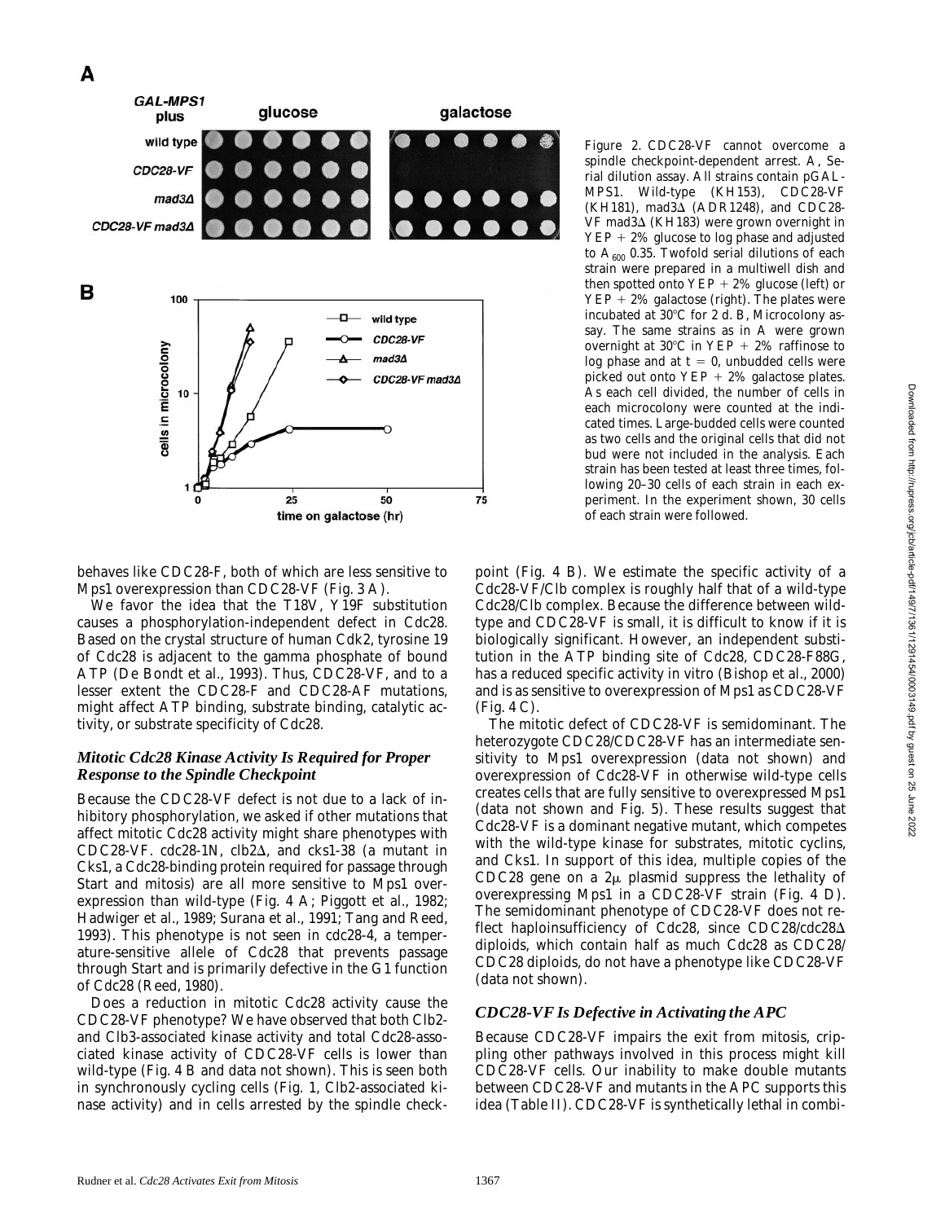Figure 2. CDC28-VF cannot overcome a spindle checkpoint-dependent arrest. A, Serial dilution assay. All strains contain pGAL-MPS1. Wild-type (KH153), CDC28-VF (KH181), mad3Δ (ADR1248), and CDC28-VF mad3Δ (KH183) were grown overnight in YEP + 2% glucose to log phase and adjusted to $A_{600}$ 0.35. Twofold serial dilutions of each strain were prepared in a multiwell dish and then spotted onto YEP + 2% glucose (left) or YEP + 2% galactose (right). The plates were incubated at 30°C for 2 d. B, Microcolony assay. The same strains as in A were grown overnight at 30°C in YEP + 2% raffinose to log phase and at t = 0, unbudded cells were picked out onto YEP + 2% galactose plates. As each cell divided, the number of cells in each microcolony were counted at the indicated times. Large-budded cells were counted as two cells and the original cells that did not bud were not included in the analysis. Each strain has been tested at least three times, following 20–30 cells of each strain in each experiment. In the experiment shown, 30 cells of each strain were followed.

behaves like CDC28-F, both of which are less sensitive to Mps1 overexpression than CDC28-VF (Fig. 3 A).

We favor the idea that the T18V, Y19F substitution causes a phosphorylation-independent defect in Cdc28. Based on the crystal structure of human Cdk2, tyrosine 19 of Cdc28 is adjacent to the gamma phosphate of bound ATP (De Bondt et al., 1993). Thus, CDC28-VF, and to a lesser extent the CDC28-F and CDC28-AF mutations, might affect ATP binding, substrate binding, catalytic activity, or substrate specificity of Cdc28.

### *Mitotic Cdc28 Kinase Activity Is Required for Proper Response to the Spindle Checkpoint*

Because the CDC28-VF defect is not due to a lack of inhibitory phosphorylation, we asked if other mutations that affect mitotic Cdc28 activity might share phenotypes with CDC28-VF. cdc28-1N, clb2Δ, and cks1-38 (a mutant in Cks1, a Cdc28-binding protein required for passage through Start and mitosis) are all more sensitive to Mps1 overexpression than wild-type (Fig. 4 A; Piggott et al., 1982; Hadwiger et al., 1989; Surana et al., 1991; Tang and Reed, 1993). This phenotype is not seen in cdc28-4, a temperature-sensitive allele of Cdc28 that prevents passage through Start and is primarily defective in the G1 function of Cdc28 (Reed, 1980).

Does a reduction in mitotic Cdc28 activity cause the CDC28-VF phenotype? We have observed that both Clb2- and Clb3-associated kinase activity and total Cdc28-associated kinase activity of CDC28-VF cells is lower than wild-type (Fig. 4 B and data not shown). This is seen both in synchronously cycling cells (Fig. 1, Clb2-associated kinase activity) and in cells arrested by the spindle checkpoint (Fig. 4 B). We estimate the specific activity of a Cdc28-VF/Clb complex is roughly half that of a wild-type Cdc28/Clb complex. Because the difference between wild-type and CDC28-VF is small, it is difficult to know if it is biologically significant. However, an independent substitution in the ATP binding site of Cdc28, CDC28-F88G, has a reduced specific activity in vitro (Bishop et al., 2000) and is as sensitive to overexpression of Mps1 as CDC28-VF (Fig. 4 C).

The mitotic defect of CDC28-VF is semidominant. The heterozygote CDC28/CDC28-VF has an intermediate sensitivity to Mps1 overexpression (data not shown) and overexpression of Cdc28-VF in otherwise wild-type cells creates cells that are fully sensitive to overexpressed Mps1 (data not shown and Fig. 5). These results suggest that Cdc28-VF is a dominant negative mutant, which competes with the wild-type kinase for substrates, mitotic cyclins, and Cks1. In support of this idea, multiple copies of the CDC28 gene on a 2μ plasmid suppress the lethality of overexpressing Mps1 in a CDC28-VF strain (Fig. 4 D). The semidominant phenotype of CDC28-VF does not reflect haploinsufficiency of Cdc28, since CDC28/cdc28Δ diploids, which contain half as much Cdc28 as CDC28/CDC28 diploids, do not have a phenotype like CDC28-VF (data not shown).

### *CDC28-VF Is Defective in Activating the APC*

Because CDC28-VF impairs the exit from mitosis, crippling other pathways involved in this process might kill CDC28-VF cells. Our inability to make double mutants between CDC28-VF and mutants in the APC supports this idea (Table II). CDC28-VF is synthetically lethal in combi-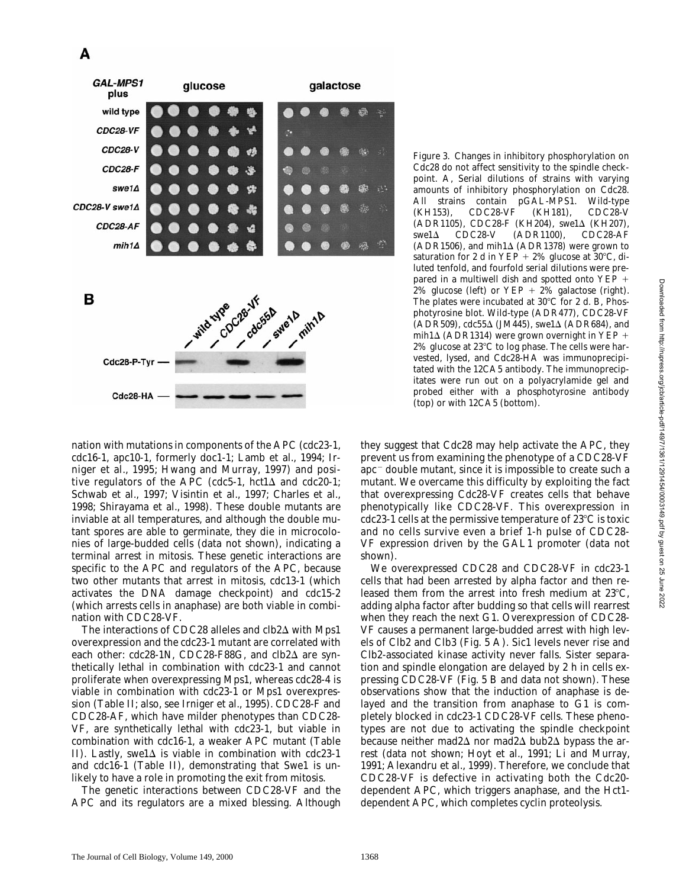A

GAL-MPS1 plus

glucose

galactose

wild type

CDC28-VF

CDC28-V

CDC28-F

swe1Δ

CDC28-V swe1Δ

CDC28-AF

mih1Δ

B

wild type

CDC28-VF

cdc55Δ

swe1Δ

mih1Δ

Cdc28-P-Tyr —

Cdc28-HA —

Figure 3. Changes in inhibitory phosphorylation on Cdc28 do not affect sensitivity to the spindle checkpoint. A, Serial dilutions of strains with varying amounts of inhibitory phosphorylation on Cdc28. All strains contain pGAL-MPS1. Wild-type (KH153), CDC28-VF (KH181), CDC28-V (ADR1105), CDC28-F (KH204), swe1Δ (KH207), swe1Δ CDC28-V (ADR1100), CDC28-AF (ADR1506), and mih1Δ (ADR1378) were grown to saturation for 2 d in YEP + 2% glucose at 30°C, diluted tenfold, and fourfold serial dilutions were prepared in a multiwell dish and spotted onto YEP + 2% glucose (left) or YEP + 2% galactose (right). The plates were incubated at 30°C for 2 d. B, Phosphotyrosine blot. Wild-type (ADR477), CDC28-VF (ADR509), cdc55Δ (JM445), swe1Δ (ADR684), and mih1Δ (ADR1314) were grown overnight in YEP + 2% glucose at 23°C to log phase. The cells were harvested, lysed, and Cdc28-HA was immunoprecipitated with the 12CA5 antibody. The immunoprecipitates were run out on a polyacrylamide gel and probed either with a phosphotyrosine antibody (top) or with 12CA5 (bottom).

nation with mutations in components of the APC (cdc23-1, cdc16-1, apc10-1, formerly doc1-1; Lamb et al., 1994; Irniger et al., 1995; Hwang and Murray, 1997) and positive regulators of the APC (cdc5-1, hct1Δ and cdc20-1; Schwab et al., 1997; Visintin et al., 1997; Charles et al., 1998; Shirayama et al., 1998). These double mutants are inviable at all temperatures, and although the double mutant spores are able to germinate, they die in microcolonies of large-budded cells (data not shown), indicating a terminal arrest in mitosis. These genetic interactions are specific to the APC and regulators of the APC, because two other mutants that arrest in mitosis, cdc13-1 (which activates the DNA damage checkpoint) and cdc15-2 (which arrests cells in anaphase) are both viable in combination with CDC28-VF.

The interactions of CDC28 alleles and clb2Δ with Mps1 overexpression and the cdc23-1 mutant are correlated with each other: cdc28-1N, CDC28-F88G, and clb2Δ are synthetically lethal in combination with cdc23-1 and cannot proliferate when overexpressing Mps1, whereas cdc28-4 is viable in combination with cdc23-1 or Mps1 overexpression (Table II; also, see Irniger et al., 1995). CDC28-F and CDC28-AF, which have milder phenotypes than CDC28-VF, are synthetically lethal with cdc23-1, but viable in combination with cdc16-1, a weaker APC mutant (Table II). Lastly, swe1Δ is viable in combination with cdc23-1 and cdc16-1 (Table II), demonstrating that Swe1 is unlikely to have a role in promoting the exit from mitosis.

The genetic interactions between CDC28-VF and the APC and its regulators are a mixed blessing. Although they suggest that Cdc28 may help activate the APC, they prevent us from examining the phenotype of a CDC28-VF $apc^{-}$ double mutant, since it is impossible to create such a mutant. We overcame this difficulty by exploiting the fact that overexpressing Cdc28-VF creates cells that behave phenotypically like CDC28-VF. This overexpression in cdc23-1 cells at the permissive temperature of 23°C is toxic and no cells survive even a brief 1-h pulse of CDC28-VF expression driven by the GAL1 promoter (data not shown).

We overexpressed CDC28 and CDC28-VF in cdc23-1 cells that had been arrested by alpha factor and then released them from the arrest into fresh medium at 23°C, adding alpha factor after budding so that cells will rearrest when they reach the next G1. Overexpression of CDC28-VF causes a permanent large-budded arrest with high levels of Clb2 and Clb3 (Fig. 5 A). Sic1 levels never rise and Clb2-associated kinase activity never falls. Sister separation and spindle elongation are delayed by 2 h in cells expressing CDC28-VF (Fig. 5 B and data not shown). These observations show that the induction of anaphase is delayed and the transition from anaphase to G1 is completely blocked in cdc23-1 CDC28-VF cells. These phenotypes are not due to activating the spindle checkpoint because neither mad2Δ nor mad2Δ bub2Δ bypass the arrest (data not shown; Hoyt et al., 1991; Li and Murray, 1991; Alexandru et al., 1999). Therefore, we conclude that CDC28-VF is defective in activating both the Cdc20-dependent APC, which triggers anaphase, and the Hct1-dependent APC, which completes cyclin proteolysis.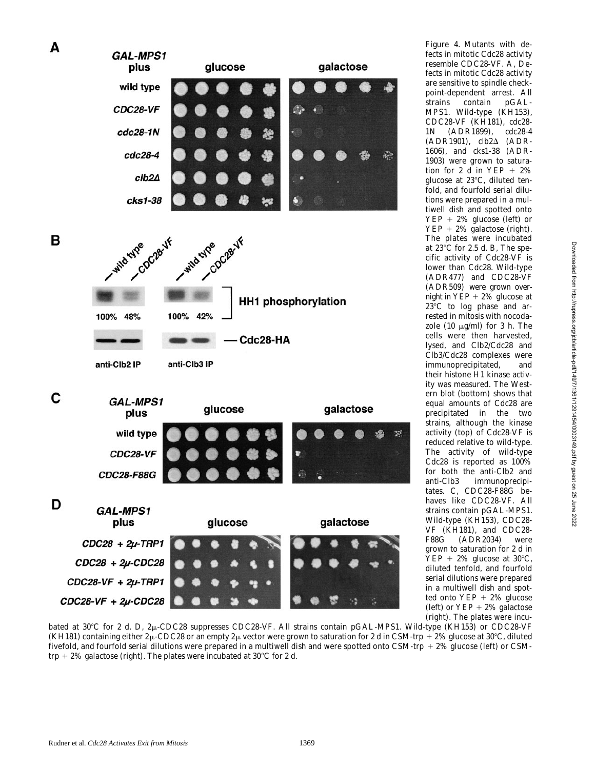A

GAL-MPS1 plus

glucose

galactose

wild type

CDC28-VF

cdc28-1N

cdc28-4

clb2Δ

cks1-38

B

wild type

CDC28-VF

wild type

CDC28-VF

HH1 phosphorylation

100% 48%

100% 42%

Cdc28-HA

anti-Clb2 IP

anti-Clb3 IP

C

GAL-MPS1 plus

glucose

galactose

wild type

CDC28-VF

CDC28-F88G

D

GAL-MPS1 plus

glucose

galactose

CDC28 + 2μ-TRP1

CDC28 + 2μ-CDC28

CDC28-VF + 2μ-TRP1

CDC28-VF + 2μ-CDC28

Figure 4. Mutants with defects in mitotic Cdc28 activity resemble CDC28-VF. A, Defects in mitotic Cdc28 activity are sensitive to spindle checkpoint-dependent arrest. All strains contain pGAL-MPS1. Wild-type (KH153), CDC28-VF (KH181), cdc28-1N (ADR1899), cdc28-4 (ADR1901), clb2Δ (ADR-1606), and cks1-38 (ADR-1903) were grown to saturation for 2 d in YEP + 2% glucose at 23°C, diluted tenfold, and fourfold serial dilutions were prepared in a multiwell dish and spotted onto YEP + 2% glucose (left) or YEP + 2% galactose (right). The plates were incubated at 23°C for 2.5 d. B, The specific activity of Cdc28-VF is lower than Cdc28. Wild-type (ADR477) and CDC28-VF (ADR509) were grown overnight in YEP + 2% glucose at 23°C to log phase and arrested in mitosis with nocodazole (10 μg/ml) for 3 h. The cells were then harvested, lysed, and Clb2/Cdc28 and Clb3/Cdc28 complexes were immunoprecipitated, and their histone H1 kinase activity was measured. The Western blot (bottom) shows that equal amounts of Cdc28 are precipitated in the two strains, although the kinase activity (top) of Cdc28-VF is reduced relative to wild-type. The activity of wild-type Cdc28 is reported as 100% for both the anti-Clb2 and anti-Clb3 immunoprecipitates. C, CDC28-F88G behaves like CDC28-VF. All strains contain pGAL-MPS1. Wild-type (KH153), CDC28-VF (KH181), and CDC28-F88G (ADR2034) were grown to saturation for 2 d in YEP + 2% glucose at 30°C, diluted tenfold, and fourfold serial dilutions were prepared in a multiwell dish and spotted onto YEP + 2% glucose (left) or YEP + 2% galactose (right). The plates were incubated at 30°C for 2 d. D, 2μ-CDC28 suppresses CDC28-VF. All strains contain pGAL-MPS1. Wild-type (KH153) or CDC28-VF (KH181) containing either 2μ-CDC28 or an empty 2μ vector were grown to saturation for 2 d in CSM-trp + 2% glucose at 30°C, diluted fivefold, and fourfold serial dilutions were prepared in a multiwell dish and were spotted onto CSM-trp + 2% glucose (left) or CSM-trp + 2% galactose (right). The plates were incubated at 30°C for 2 d.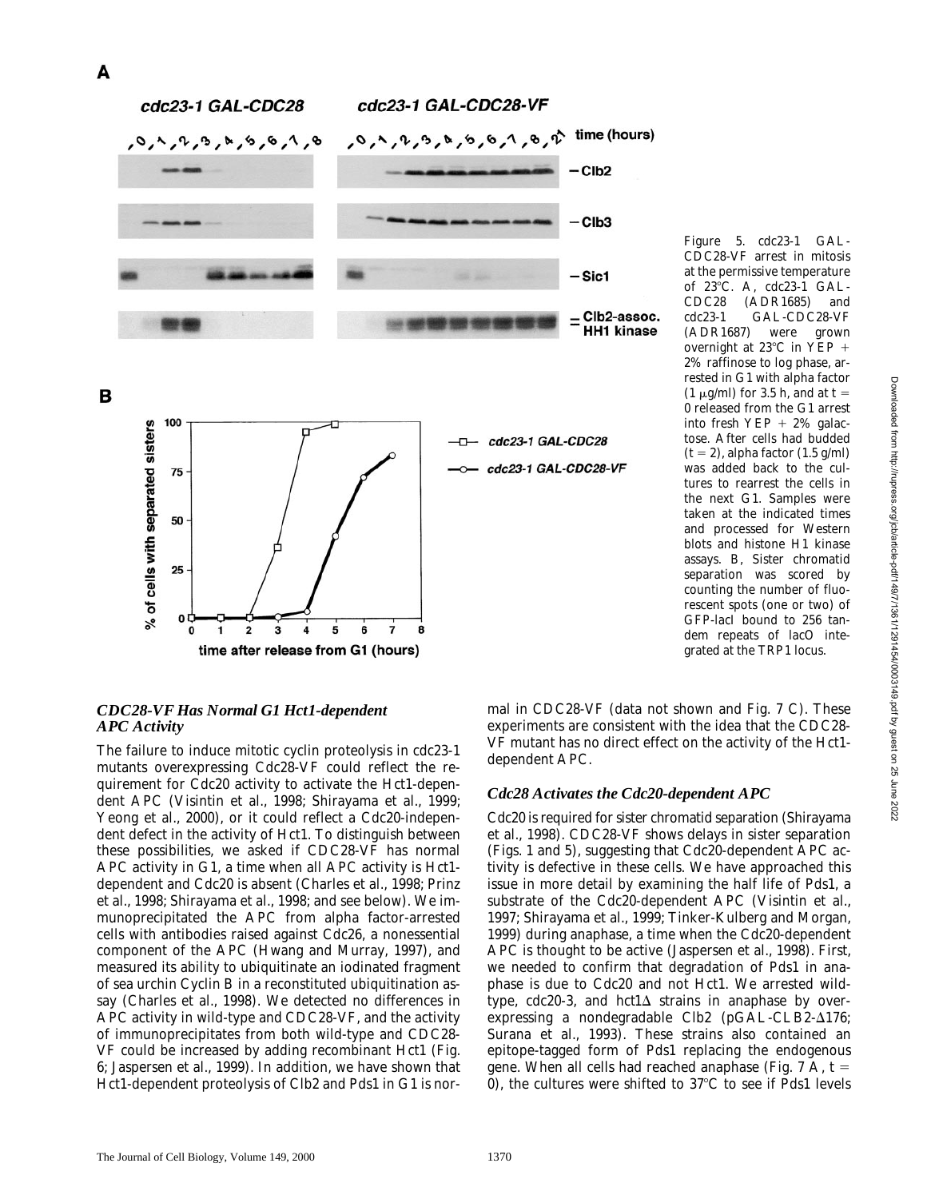A

cdc23-1 GAL-CDC28

cdc23-1 GAL-CDC28-VF

0 1 2 3 4 5 6 7 8

0 1 2 3 4 5 6 7 8 21 time (hours)

Clb2

Clb3

Sic1

Clb2-assoc. HH1 kinase

B

% of cells with separated sisters

100

75

50

25

0

0 1 2 3 4 5 6 7 8

time after release from G1 (hours)

cdc23-1 GAL-CDC28

cdc23-1 GAL-CDC28-VF

Figure 5. cdc23-1 GAL-CDC28-VF arrest in mitosis at the permissive temperature of 23°C. A, cdc23-1 GAL-CDC28 (ADR1685) and cdc23-1 GAL-CDC28-VF (ADR1687) were grown overnight at 23°C in YEP + 2% raffinose to log phase, arrested in G1 with alpha factor (1 μg/ml) for 3.5 h, and at t = 0 released from the G1 arrest into fresh YEP + 2% galactose. After cells had budded (t = 2), alpha factor (1.5 g/ml) was added back to the cultures to rearrest the cells in the next G1. Samples were taken at the indicated times and processed for Western blots and histone H1 kinase assays. B, Sister chromatid separation was scored by counting the number of fluorescent spots (one or two) of GFP-lacI bound to 256 tandem repeats of lacO integrated at the TRP1 locus.

### *CDC28-VF Has Normal G1 Hct1-dependent APC Activity*

The failure to induce mitotic cyclin proteolysis in cdc23-1 mutants overexpressing Cdc28-VF could reflect the requirement for Cdc20 activity to activate the Hct1-dependent APC (Visintin et al., 1998; Shirayama et al., 1999; Yeong et al., 2000), or it could reflect a Cdc20-independent defect in the activity of Hct1. To distinguish between these possibilities, we asked if CDC28-VF has normal APC activity in G1, a time when all APC activity is Hct1-dependent and Cdc20 is absent (Charles et al., 1998; Prinz et al., 1998; Shirayama et al., 1998; and see below). We immunoprecipitated the APC from alpha factor-arrested cells with antibodies raised against Cdc26, a nonessential component of the APC (Hwang and Murray, 1997), and measured its ability to ubiquitinate an iodinated fragment of sea urchin Cyclin B in a reconstituted ubiquitination assay (Charles et al., 1998). We detected no differences in APC activity in wild-type and CDC28-VF, and the activity of immunoprecipitates from both wild-type and CDC28-VF could be increased by adding recombinant Hct1 (Fig. 6; Jaspersen et al., 1999). In addition, we have shown that Hct1-dependent proteolysis of Clb2 and Pds1 in G1 is normal in CDC28-VF (data not shown and Fig. 7 C). These experiments are consistent with the idea that the CDC28-VF mutant has no direct effect on the activity of the Hct1-dependent APC.

### *Cdc28 Activates the Cdc20-dependent APC*

Cdc20 is required for sister chromatid separation (Shirayama et al., 1998). CDC28-VF shows delays in sister separation (Figs. 1 and 5), suggesting that Cdc20-dependent APC activity is defective in these cells. We have approached this issue in more detail by examining the half life of Pds1, a substrate of the Cdc20-dependent APC (Visintin et al., 1997; Shirayama et al., 1999; Tinker-Kulberg and Morgan, 1999) during anaphase, a time when the Cdc20-dependent APC is thought to be active (Jaspersen et al., 1998). First, we needed to confirm that degradation of Pds1 in anaphase is due to Cdc20 and not Hct1. We arrested wild-type, cdc20-3, and hct1Δ strains in anaphase by overexpressing a nondegradable Clb2 (pGAL-CLB2-Δ176; Surana et al., 1993). These strains also contained an epitope-tagged form of Pds1 replacing the endogenous gene. When all cells had reached anaphase (Fig. 7 A, t = 0), the cultures were shifted to 37°C to see if Pds1 levels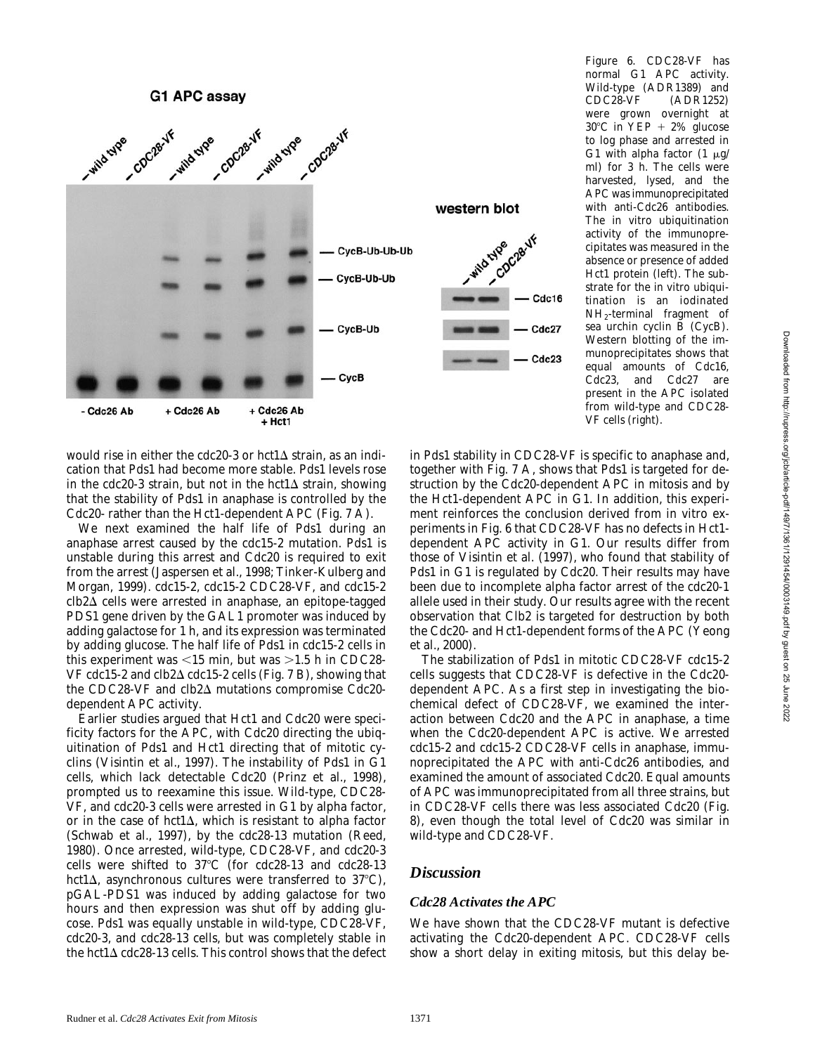Figure 6. CDC28-VF has normal G1 APC activity. Wild-type (ADR1389) and CDC28-VF (ADR1252) were grown overnight at 30°C in YEP + 2% glucose to log phase and arrested in G1 with alpha factor (1 μg/ml) for 3 h. The cells were harvested, lysed, and the APC was immunoprecipitated with anti-Cdc26 antibodies. The in vitro ubiquitination activity of the immunoprecipitates was measured in the absence or presence of added Hct1 protein (left). The substrate for the in vitro ubiquitination is an iodinated $NH_2$-terminal fragment of sea urchin cyclin B (CycB). Western blotting of the immunoprecipitates shows that equal amounts of Cdc16, Cdc23, and Cdc27 are present in the APC isolated from wild-type and CDC28-VF cells (right).

would rise in either the cdc20-3 or hct1Δ strain, as an indication that Pds1 had become more stable. Pds1 levels rose in the cdc20-3 strain, but not in the hct1Δ strain, showing that the stability of Pds1 in anaphase is controlled by the Cdc20- rather than the Hct1-dependent APC (Fig. 7 A).

We next examined the half life of Pds1 during an anaphase arrest caused by the cdc15-2 mutation. Pds1 is unstable during this arrest and Cdc20 is required to exit from the arrest (Jaspersen et al., 1998; Tinker-Kulberg and Morgan, 1999). cdc15-2, cdc15-2 CDC28-VF, and cdc15-2 clb2Δ cells were arrested in anaphase, an epitope-tagged PDS1 gene driven by the GAL1 promoter was induced by adding galactose for 1 h, and its expression was terminated by adding glucose. The half life of Pds1 in cdc15-2 cells in this experiment was <15 min, but was >1.5 h in CDC28-VF cdc15-2 and clb2Δ cdc15-2 cells (Fig. 7 B), showing that the CDC28-VF and clb2Δ mutations compromise Cdc20-dependent APC activity.

Earlier studies argued that Hct1 and Cdc20 were specificity factors for the APC, with Cdc20 directing the ubiquitination of Pds1 and Hct1 directing that of mitotic cyclins (Visintin et al., 1997). The instability of Pds1 in G1 cells, which lack detectable Cdc20 (Prinz et al., 1998), prompted us to reexamine this issue. Wild-type, CDC28-VF, and cdc20-3 cells were arrested in G1 by alpha factor, or in the case of hct1Δ, which is resistant to alpha factor (Schwab et al., 1997), by the cdc28-13 mutation (Reed, 1980). Once arrested, wild-type, CDC28-VF, and cdc20-3 cells were shifted to 37°C (for cdc28-13 and cdc28-13 hct1Δ, asynchronous cultures were transferred to 37°C), pGAL-PDS1 was induced by adding galactose for two hours and then expression was shut off by adding glucose. Pds1 was equally unstable in wild-type, CDC28-VF, cdc20-3, and cdc28-13 cells, but was completely stable in the hct1Δ cdc28-13 cells. This control shows that the defect in Pds1 stability in CDC28-VF is specific to anaphase and, together with Fig. 7 A, shows that Pds1 is targeted for destruction by the Cdc20-dependent APC in mitosis and by the Hct1-dependent APC in G1. In addition, this experiment reinforces the conclusion derived from in vitro experiments in Fig. 6 that CDC28-VF has no defects in Hct1-dependent APC activity in G1. Our results differ from those of Visintin et al. (1997), who found that stability of Pds1 in G1 is regulated by Cdc20. Their results may have been due to incomplete alpha factor arrest of the cdc20-1 allele used in their study. Our results agree with the recent observation that Clb2 is targeted for destruction by both the Cdc20- and Hct1-dependent forms of the APC (Yeong et al., 2000).

The stabilization of Pds1 in mitotic CDC28-VF cdc15-2 cells suggests that CDC28-VF is defective in the Cdc20-dependent APC. As a first step in investigating the biochemical defect of CDC28-VF, we examined the interaction between Cdc20 and the APC in anaphase, a time when the Cdc20-dependent APC is active. We arrested cdc15-2 and cdc15-2 CDC28-VF cells in anaphase, immunoprecipitated the APC with anti-Cdc26 antibodies, and examined the amount of associated Cdc20. Equal amounts of APC was immunoprecipitated from all three strains, but in CDC28-VF cells there was less associated Cdc20 (Fig. 8), even though the total level of Cdc20 was similar in wild-type and CDC28-VF.

## Discussion

### Cdc28 Activates the APC

We have shown that the CDC28-VF mutant is defective activating the Cdc20-dependent APC. CDC28-VF cells show a short delay in exiting mitosis, but this delay be-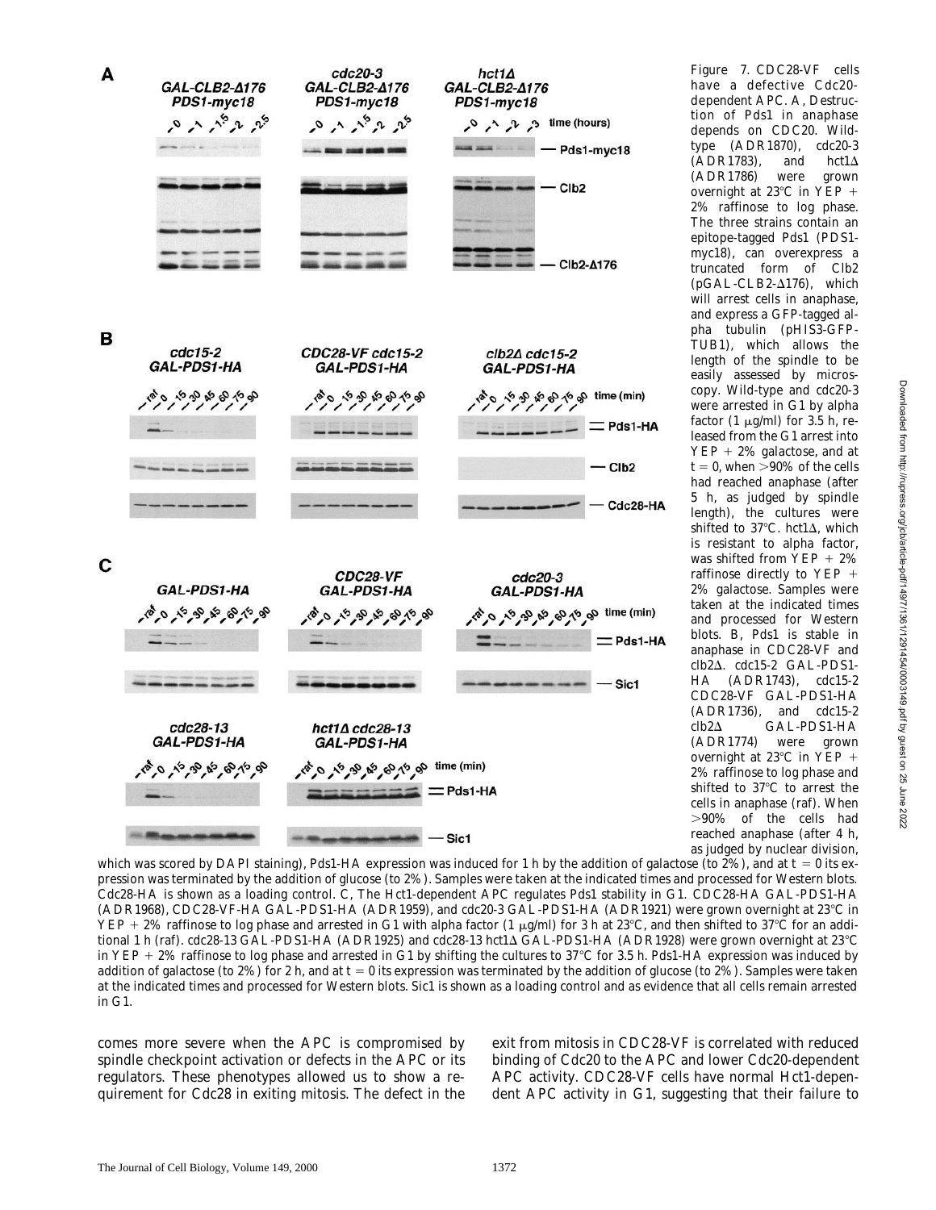A

GAL-CLB2-Δ176
PDS1-myc18

0 1 1.5 2 2.5

cdc20-3
GAL-CLB2-Δ176
PDS1-myc18

0 1 1.5 2 2.5

hct1Δ
GAL-CLB2-Δ176
PDS1-myc18

0 1 2 3 time (hours)

Pds1-myc18

Clb2

Clb2-Δ176

B

cdc15-2
GAL-PDS1-HA

raf 0 15 30 45 60 75 90

CDC28-VF cdc15-2
GAL-PDS1-HA

raf 0 15 30 45 60 75 90

clb2Δ cdc15-2
GAL-PDS1-HA

raf 0 15 30 45 60 75 90 time (min)

Pds1-HA

Clb2

Cdc28-HA

C

GAL-PDS1-HA

raf 0 15 30 45 60 75 90

CDC28-VF
GAL-PDS1-HA

raf 0 15 30 45 60 75 90

cdc20-3
GAL-PDS1-HA

raf 0 15 30 45 60 75 90 time (min)

Pds1-HA

Sic1

cdc28-13
GAL-PDS1-HA

raf 0 15 30 45 60 75 90

hct1Δ cdc28-13
GAL-PDS1-HA

raf 0 15 30 45 60 75 90 time (min)

Pds1-HA

Sic1

Figure 7. CDC28-VF cells have a defective Cdc20-dependent APC. A, Destruction of Pds1 in anaphase depends on CDC20. Wild-type (ADR1870), cdc20-3 (ADR1783), and hct1Δ (ADR1786) were grown overnight at 23°C in YEP + 2% raffinose to log phase. The three strains contain an epitope-tagged Pds1 (PDS1-myc18), can overexpress a truncated form of Clb2 (pGAL-CLB2-Δ176), which will arrest cells in anaphase, and express a GFP-tagged alpha tubulin (pHIS3-GFP-TUB1), which allows the length of the spindle to be easily assessed by microscopy. Wild-type and cdc20-3 were arrested in G1 by alpha factor (1 μg/ml) for 3.5 h, released from the G1 arrest into YEP + 2% galactose, and at t = 0, when >90% of the cells had reached anaphase (after 5 h, as judged by spindle length), the cultures were shifted to 37°C. hct1Δ, which is resistant to alpha factor, was shifted from YEP + 2% raffinose directly to YEP + 2% galactose. Samples were taken at the indicated times and processed for Western blots. B, Pds1 is stable in anaphase in CDC28-VF and clb2Δ. cdc15-2 GAL-PDS1-HA (ADR1743), cdc15-2 CDC28-VF GAL-PDS1-HA (ADR1736), and cdc15-2 clb2Δ GAL-PDS1-HA (ADR1774) were grown overnight at 23°C in YEP + 2% raffinose to log phase and shifted to 37°C to arrest the cells in anaphase (raf). When >90% of the cells had reached anaphase (after 4 h, as judged by nuclear division, which was scored by DAPI staining), Pds1-HA expression was induced for 1 h by the addition of galactose (to 2%), and at t = 0 its expression was terminated by the addition of glucose (to 2%). Samples were taken at the indicated times and processed for Western blots. Cdc28-HA is shown as a loading control. C, The Hct1-dependent APC regulates Pds1 stability in G1. CDC28-HA GAL-PDS1-HA (ADR1968), CDC28-VF-HA GAL-PDS1-HA (ADR1959), and cdc20-3 GAL-PDS1-HA (ADR1921) were grown overnight at 23°C in YEP + 2% raffinose to log phase and arrested in G1 with alpha factor (1 μg/ml) for 3 h at 23°C, and then shifted to 37°C for an additional 1 h (raf). cdc28-13 GAL-PDS1-HA (ADR1925) and cdc28-13 hct1Δ GAL-PDS1-HA (ADR1928) were grown overnight at 23°C in YEP + 2% raffinose to log phase and arrested in G1 by shifting the cultures to 37°C for 3.5 h. Pds1-HA expression was induced by addition of galactose (to 2%) for 2 h, and at t = 0 its expression was terminated by the addition of glucose (to 2%). Samples were taken at the indicated times and processed for Western blots. Sic1 is shown as a loading control and as evidence that all cells remain arrested in G1.

comes more severe when the APC is compromised by spindle checkpoint activation or defects in the APC or its regulators. These phenotypes allowed us to show a requirement for Cdc28 in exiting mitosis. The defect in the exit from mitosis in CDC28-VF is correlated with reduced binding of Cdc20 to the APC and lower Cdc20-dependent APC activity. CDC28-VF cells have normal Hct1-dependent APC activity in G1, suggesting that their failure to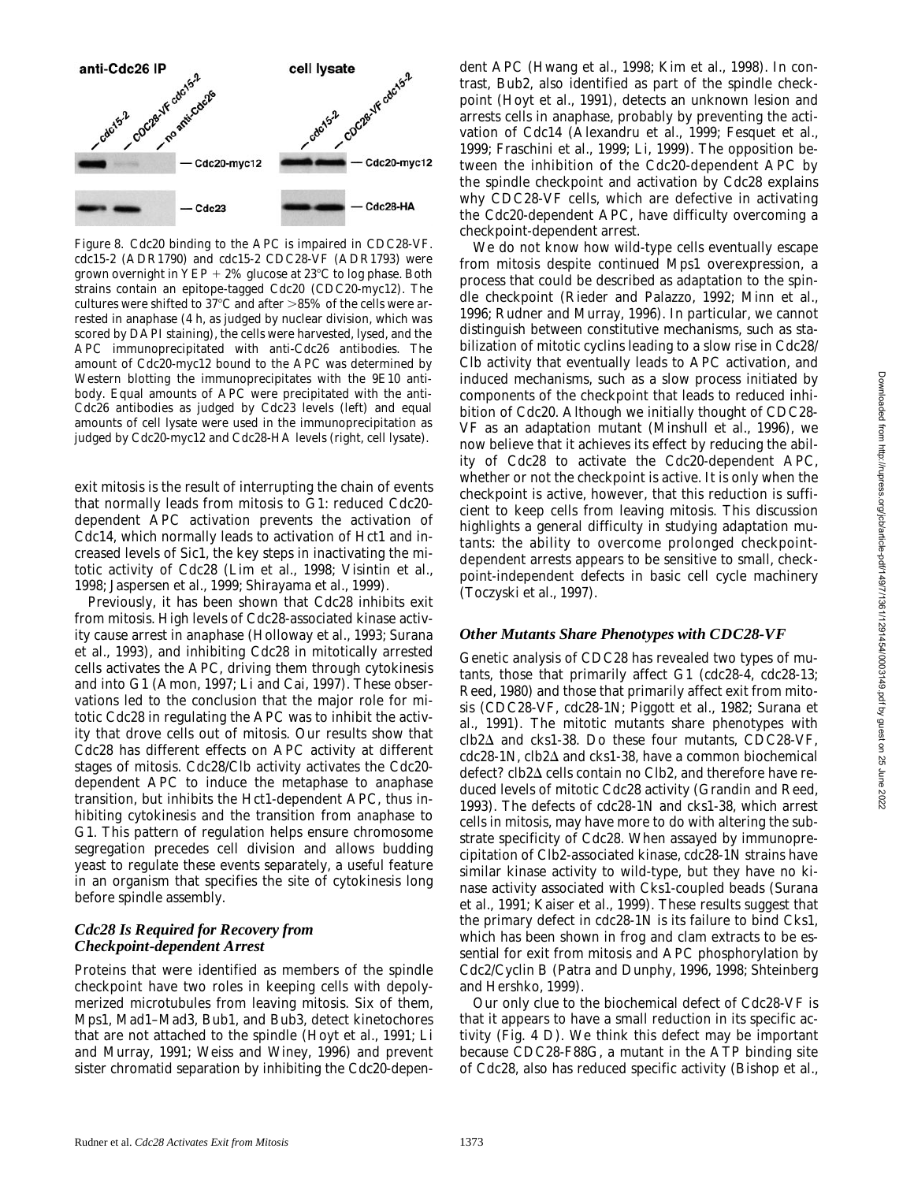anti-Cdc26 IP

cdc15-2

CDC28-VF cdc15-2

no anti-Cdc26

Cdc20-myc12

Cdc23

cell lysate

cdc15-2

CDC28-VF cdc15-2

Cdc20-myc12

Cdc28-HA

Figure 8. Cdc20 binding to the APC is impaired in CDC28-VF. cdc15-2 (ADR1790) and cdc15-2 CDC28-VF (ADR1793) were grown overnight in YEP + 2% glucose at 23°C to log phase. Both strains contain an epitope-tagged Cdc20 (CDC20-myc12). The cultures were shifted to 37°C and after >85% of the cells were arrested in anaphase (4 h, as judged by nuclear division, which was scored by DAPI staining), the cells were harvested, lysed, and the APC immunoprecipitated with anti-Cdc26 antibodies. The amount of Cdc20-myc12 bound to the APC was determined by Western blotting the immunoprecipitates with the 9E10 antibody. Equal amounts of APC were precipitated with the anti-Cdc26 antibodies as judged by Cdc23 levels (left) and equal amounts of cell lysate were used in the immunoprecipitation as judged by Cdc20-myc12 and Cdc28-HA levels (right, cell lysate).

exit mitosis is the result of interrupting the chain of events that normally leads from mitosis to G1: reduced Cdc20-dependent APC activation prevents the activation of Cdc14, which normally leads to activation of Hct1 and increased levels of Sic1, the key steps in inactivating the mitotic activity of Cdc28 (Lim et al., 1998; Visintin et al., 1998; Jaspersen et al., 1999; Shirayama et al., 1999).

Previously, it has been shown that Cdc28 inhibits exit from mitosis. High levels of Cdc28-associated kinase activity cause arrest in anaphase (Holloway et al., 1993; Surana et al., 1993), and inhibiting Cdc28 in mitotically arrested cells activates the APC, driving them through cytokinesis and into G1 (Amon, 1997; Li and Cai, 1997). These observations led to the conclusion that the major role for mitotic Cdc28 in regulating the APC was to inhibit the activity that drove cells out of mitosis. Our results show that Cdc28 has different effects on APC activity at different stages of mitosis. Cdc28/Clb activity activates the Cdc20-dependent APC to induce the metaphase to anaphase transition, but inhibits the Hct1-dependent APC, thus inhibiting cytokinesis and the transition from anaphase to G1. This pattern of regulation helps ensure chromosome segregation precedes cell division and allows budding yeast to regulate these events separately, a useful feature in an organism that specifies the site of cytokinesis long before spindle assembly.

### *Cdc28 Is Required for Recovery from Checkpoint-dependent Arrest*

Proteins that were identified as members of the spindle checkpoint have two roles in keeping cells with depolymerized microtubules from leaving mitosis. Six of them, Mps1, Mad1–Mad3, Bub1, and Bub3, detect kinetochores that are not attached to the spindle (Hoyt et al., 1991; Li and Murray, 1991; Weiss and Winey, 1996) and prevent sister chromatid separation by inhibiting the Cdc20-dependent APC (Hwang et al., 1998; Kim et al., 1998). In contrast, Bub2, also identified as part of the spindle checkpoint (Hoyt et al., 1991), detects an unknown lesion and arrests cells in anaphase, probably by preventing the activation of Cdc14 (Alexandru et al., 1999; Fesquet et al., 1999; Fraschini et al., 1999; Li, 1999). The opposition between the inhibition of the Cdc20-dependent APC by the spindle checkpoint and activation by Cdc28 explains why CDC28-VF cells, which are defective in activating the Cdc20-dependent APC, have difficulty overcoming a checkpoint-dependent arrest.

We do not know how wild-type cells eventually escape from mitosis despite continued Mps1 overexpression, a process that could be described as adaptation to the spindle checkpoint (Rieder and Palazzo, 1992; Minn et al., 1996; Rudner and Murray, 1996). In particular, we cannot distinguish between constitutive mechanisms, such as stabilization of mitotic cyclins leading to a slow rise in Cdc28/Clb activity that eventually leads to APC activation, and induced mechanisms, such as a slow process initiated by components of the checkpoint that leads to reduced inhibition of Cdc20. Although we initially thought of CDC28-VF as an adaptation mutant (Minshull et al., 1996), we now believe that it achieves its effect by reducing the ability of Cdc28 to activate the Cdc20-dependent APC, whether or not the checkpoint is active. It is only when the checkpoint is active, however, that this reduction is sufficient to keep cells from leaving mitosis. This discussion highlights a general difficulty in studying adaptation mutants: the ability to overcome prolonged checkpoint-dependent arrests appears to be sensitive to small, checkpoint-independent defects in basic cell cycle machinery (Toczyski et al., 1997).

### *Other Mutants Share Phenotypes with CDC28-VF*

Genetic analysis of CDC28 has revealed two types of mutants, those that primarily affect G1 (cdc28-4, cdc28-13; Reed, 1980) and those that primarily affect exit from mitosis (CDC28-VF, cdc28-1N; Piggott et al., 1982; Surana et al., 1991). The mitotic mutants share phenotypes with clb2Δ and cks1-38. Do these four mutants, CDC28-VF, cdc28-1N, clb2Δ and cks1-38, have a common biochemical defect? clb2Δ cells contain no Clb2, and therefore have reduced levels of mitotic Cdc28 activity (Grandin and Reed, 1993). The defects of cdc28-1N and cks1-38, which arrest cells in mitosis, may have more to do with altering the substrate specificity of Cdc28. When assayed by immunoprecipitation of Clb2-associated kinase, cdc28-1N strains have similar kinase activity to wild-type, but they have no kinase activity associated with Cks1-coupled beads (Surana et al., 1991; Kaiser et al., 1999). These results suggest that the primary defect in cdc28-1N is its failure to bind Cks1, which has been shown in frog and clam extracts to be essential for exit from mitosis and APC phosphorylation by Cdc2/Cyclin B (Patra and Dunphy, 1996, 1998; Shteinberg and Hershko, 1999).

Our only clue to the biochemical defect of Cdc28-VF is that it appears to have a small reduction in its specific activity (Fig. 4 D). We think this defect may be important because CDC28-F88G, a mutant in the ATP binding site of Cdc28, also has reduced specific activity (Bishop et al.,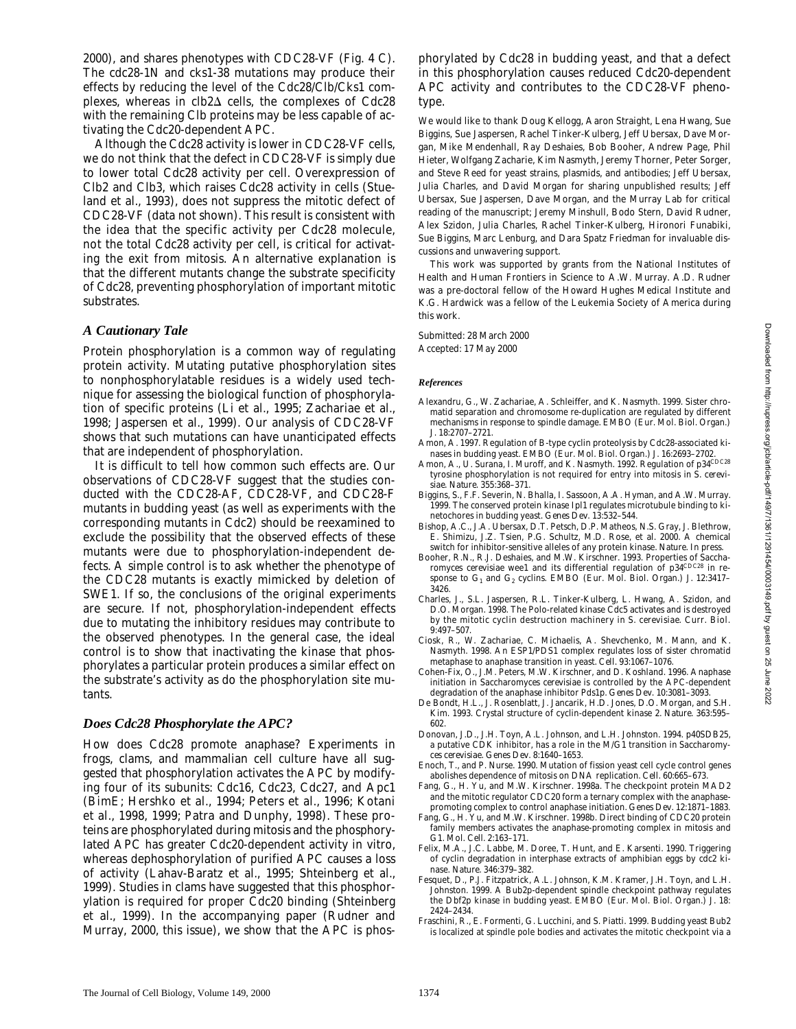2000), and shares phenotypes with CDC28-VF (Fig. 4 C). The cdc28-1N and cks1-38 mutations may produce their effects by reducing the level of the Cdc28/Clb/Cks1 complexes, whereas in clb2Δ cells, the complexes of Cdc28 with the remaining Clb proteins may be less capable of activating the Cdc20-dependent APC.

Although the Cdc28 activity is lower in CDC28-VF cells, we do not think that the defect in CDC28-VF is simply due to lower total Cdc28 activity per cell. Overexpression of Clb2 and Clb3, which raises Cdc28 activity in cells (Stueland et al., 1993), does not suppress the mitotic defect of CDC28-VF (data not shown). This result is consistent with the idea that the specific activity per Cdc28 molecule, not the total Cdc28 activity per cell, is critical for activating the exit from mitosis. An alternative explanation is that the different mutants change the substrate specificity of Cdc28, preventing phosphorylation of important mitotic substrates.

### *A Cautionary Tale*

Protein phosphorylation is a common way of regulating protein activity. Mutating putative phosphorylation sites to nonphosphorylatable residues is a widely used technique for assessing the biological function of phosphorylation of specific proteins (Li et al., 1995; Zachariae et al., 1998; Jaspersen et al., 1999). Our analysis of CDC28-VF shows that such mutations can have unanticipated effects that are independent of phosphorylation.

It is difficult to tell how common such effects are. Our observations of CDC28-VF suggest that the studies conducted with the CDC28-AF, CDC28-VF, and CDC28-F mutants in budding yeast (as well as experiments with the corresponding mutants in Cdc2) should be reexamined to exclude the possibility that the observed effects of these mutants were due to phosphorylation-independent defects. A simple control is to ask whether the phenotype of the CDC28 mutants is exactly mimicked by deletion of SWE1. If so, the conclusions of the original experiments are secure. If not, phosphorylation-independent effects due to mutating the inhibitory residues may contribute to the observed phenotypes. In the general case, the ideal control is to show that inactivating the kinase that phosphorylates a particular protein produces a similar effect on the substrate's activity as do the phosphorylation site mutants.

### *Does Cdc28 Phosphorylate the APC?*

How does Cdc28 promote anaphase? Experiments in frogs, clams, and mammalian cell culture have all suggested that phosphorylation activates the APC by modifying four of its subunits: Cdc16, Cdc23, Cdc27, and Apc1 (BimE; Hershko et al., 1994; Peters et al., 1996; Kotani et al., 1998, 1999; Patra and Dunphy, 1998). These proteins are phosphorylated during mitosis and the phosphorylated APC has greater Cdc20-dependent activity in vitro, whereas dephosphorylation of purified APC causes a loss of activity (Lahav-Baratz et al., 1995; Shteinberg et al., 1999). Studies in clams have suggested that this phosphorylation is required for proper Cdc20 binding (Shteinberg et al., 1999). In the accompanying paper (Rudner and Murray, 2000, this issue), we show that the APC is phosphorylated by Cdc28 in budding yeast, and that a defect in this phosphorylation causes reduced Cdc20-dependent APC activity and contributes to the CDC28-VF phenotype.

We would like to thank Doug Kellogg, Aaron Straight, Lena Hwang, Sue Biggins, Sue Jaspersen, Rachel Tinker-Kulberg, Jeff Ubersax, Dave Morgan, Mike Mendenhall, Ray Deshaies, Bob Booher, Andrew Page, Phil Hieter, Wolfgang Zacharie, Kim Nasmyth, Jeremy Thorner, Peter Sorger, and Steve Reed for yeast strains, plasmids, and antibodies; Jeff Ubersax, Julia Charles, and David Morgan for sharing unpublished results; Jeff Ubersax, Sue Jaspersen, Dave Morgan, and the Murray Lab for critical reading of the manuscript; Jeremy Minshull, Bodo Stern, David Rudner, Alex Szidon, Julia Charles, Rachel Tinker-Kulberg, Hironori Funabiki, Sue Biggins, Marc Lenburg, and Dara Spatz Friedman for invaluable discussions and unwavering support.

This work was supported by grants from the National Institutes of Health and Human Frontiers in Science to A.W. Murray. A.D. Rudner was a pre-doctoral fellow of the Howard Hughes Medical Institute and K.G. Hardwick was a fellow of the Leukemia Society of America during this work.

Submitted: 28 March 2000
Accepted: 17 May 2000

#### *References*

Alexandru, G., W. Zachariae, A. Schleiffer, and K. Nasmyth. 1999. Sister chromatid separation and chromosome re-duplication are regulated by different mechanisms in response to spindle damage. EMBO (Eur. Mol. Biol. Organ.) J. 18:2707–2721.

Amon, A. 1997. Regulation of B-type cyclin proteolysis by Cdc28-associated kinases in budding yeast. EMBO (Eur. Mol. Biol. Organ.) J. 16:2693–2702.

Amon, A., U. Surana, I. Muroff, and K. Nasmyth. 1992. Regulation of p34[CDC28] tyrosine phosphorylation is not required for entry into mitosis in S. cerevisiae. Nature. 355:368–371.

Biggins, S., F.F. Severin, N. Bhalla, I. Sassoon, A.A. Hyman, and A.W. Murray. 1999. The conserved protein kinase Ipl1 regulates microtubule binding to kinetochores in budding yeast. Genes Dev. 13:532–544.

Bishop, A.C., J.A. Ubersax, D.T. Petsch, D.P. Matheos, N.S. Gray, J. Blethrow, E. Shimizu, J.Z. Tsien, P.G. Schultz, M.D. Rose, et al. 2000. A chemical switch for inhibitor-sensitive alleles of any protein kinase. Nature. In press.

Booher, R.N., R.J. Deshaies, and M.W. Kirschner. 1993. Properties of Saccharomyces cerevisiae wee1 and its differential regulation of p34[CDC28] in response to $G_1$ and $G_2$ cyclins. EMBO (Eur. Mol. Biol. Organ.) J. 12:3417–3426.

Charles, J., S.L. Jaspersen, R.L. Tinker-Kulberg, L. Hwang, A. Szidon, and D.O. Morgan. 1998. The Polo-related kinase Cdc5 activates and is destroyed by the mitotic cyclin destruction machinery in S. cerevisiae. Curr. Biol. 9:497–507.

Ciosk, R., W. Zachariae, C. Michaelis, A. Shevchenko, M. Mann, and K. Nasmyth. 1998. An ESP1/PDS1 complex regulates loss of sister chromatid metaphase to anaphase transition in yeast. Cell. 93:1067–1076.

Cohen-Fix, O., J.M. Peters, M.W. Kirschner, and D. Koshland. 1996. Anaphase initiation in Saccharomyces cerevisiae is controlled by the APC-dependent degradation of the anaphase inhibitor Pds1p. Genes Dev. 10:3081–3093.

De Bondt, H.L., J. Rosenblatt, J. Jancarik, H.D. Jones, D.O. Morgan, and S.H. Kim. 1993. Crystal structure of cyclin-dependent kinase 2. Nature. 363:595–602.

Donovan, J.D., J.H. Toyn, A.L. Johnson, and L.H. Johnston. 1994. p40SDB25, a putative CDK inhibitor, has a role in the M/G1 transition in Saccharomyces cerevisiae. Genes Dev. 8:1640–1653.

Enoch, T., and P. Nurse. 1990. Mutation of fission yeast cell cycle control genes abolishes dependence of mitosis on DNA replication. Cell. 60:665–673.

Fang, G., H. Yu, and M.W. Kirschner. 1998a. The checkpoint protein MAD2 and the mitotic regulator CDC20 form a ternary complex with the anaphase-promoting complex to control anaphase initiation. Genes Dev. 12:1871–1883.

Fang, G., H. Yu, and M.W. Kirschner. 1998b. Direct binding of CDC20 protein family members activates the anaphase-promoting complex in mitosis and G1. Mol. Cell. 2:163–171.

Felix, M.A., J.C. Labbe, M. Doree, T. Hunt, and E. Karsenti. 1990. Triggering of cyclin degradation in interphase extracts of amphibian eggs by cdc2 kinase. Nature. 346:379–382.

Fesquet, D., P.J. Fitzpatrick, A.L. Johnson, K.M. Kramer, J.H. Toyn, and L.H. Johnston. 1999. A Bub2p-dependent spindle checkpoint pathway regulates the Dbf2p kinase in budding yeast. EMBO (Eur. Mol. Biol. Organ.) J. 18:2424–2434.

Fraschini, R., E. Formenti, G. Lucchini, and S. Piatti. 1999. Budding yeast Bub2 is localized at spindle pole bodies and activates the mitotic checkpoint via a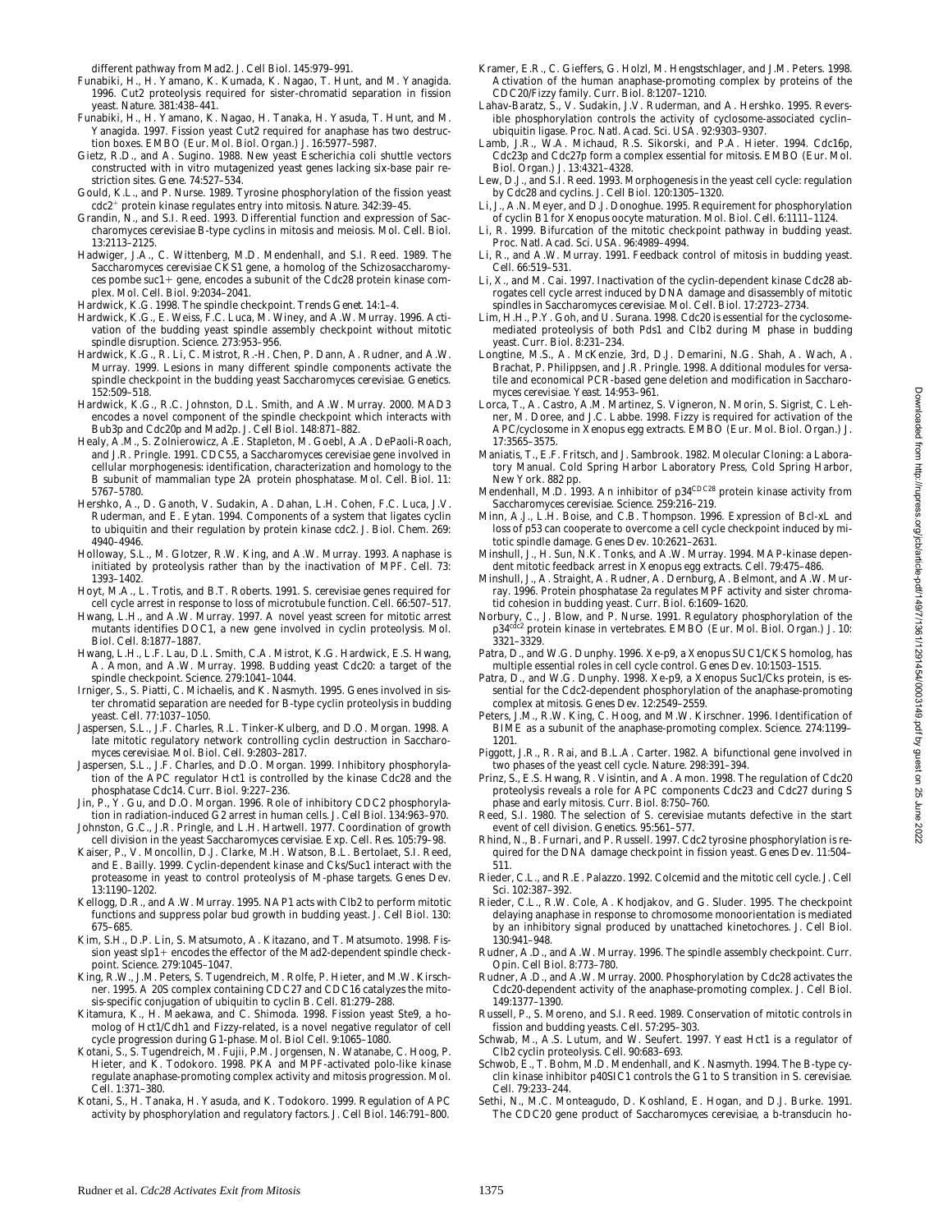different pathway from Mad2. *J. Cell Biol.* 145:979–991.

Funabiki, H., H. Yamano, K. Kumada, K. Nagao, T. Hunt, and M. Yanagida. 1996. Cut2 proteolysis required for sister-chromatid separation in fission yeast. *Nature.* 381:438–441.

Funabiki, H., H. Yamano, K. Nagao, H. Tanaka, H. Yasuda, T. Hunt, and M. Yanagida. 1997. Fission yeast Cut2 required for anaphase has two destruction boxes. *EMBO (Eur. Mol. Biol. Organ.) J.* 16:5977–5987.

Gietz, R.D., and A. Sugino. 1988. New yeast *Escherichia coli* shuttle vectors constructed with in vitro mutagenized yeast genes lacking six-base pair restriction sites. *Gene.* 74:527–534.

Gould, K.L., and P. Nurse. 1989. Tyrosine phosphorylation of the fission yeast cdc2+ protein kinase regulates entry into mitosis. *Nature.* 342:39–45.

Grandin, N., and S.I. Reed. 1993. Differential function and expression of *Saccharomyces cerevisiae* B-type cyclins in mitosis and meiosis. *Mol. Cell. Biol.* 13:2113–2125.

Hadwiger, J.A., C. Wittenberg, M.D. Mendenhall, and S.I. Reed. 1989. The *Saccharomyces cerevisiae* CKS1 gene, a homolog of the *Schizosaccharomyces pombe* suc1+ gene, encodes a subunit of the Cdc28 protein kinase complex. *Mol. Cell. Biol.* 9:2034–2041.

Hardwick, K.G. 1998. The spindle checkpoint. *Trends Genet.* 14:1–4.

Hardwick, K.G., E. Weiss, F.C. Luca, M. Winey, and A.W. Murray. 1996. Activation of the budding yeast spindle assembly checkpoint without mitotic spindle disruption. *Science.* 273:953–956.

Hardwick, K.G., R. Li, C. Mistrot, R.-H. Chen, P. Dann, A. Rudner, and A.W. Murray. 1999. Lesions in many different spindle components activate the spindle checkpoint in the budding yeast *Saccharomyces cerevisiae*. *Genetics.* 152:509–518.

Hardwick, K.G., R.C. Johnston, D.L. Smith, and A.W. Murray. 2000. MAD3 encodes a novel component of the spindle checkpoint which interacts with Bub3p and Cdc20p and Mad2p. *J. Cell Biol.* 148:871–882.

Healy, A.M., S. Zolnierowicz, A.E. Stapleton, M. Goebl, A.A. DePaoli-Roach, and J.R. Pringle. 1991. CDC55, a *Saccharomyces cerevisiae* gene involved in cellular morphogenesis: identification, characterization and homology to the B subunit of mammalian type 2A protein phosphatase. *Mol. Cell. Biol.* 11:5767–5780.

Hershko, A., D. Ganoth, V. Sudakin, A. Dahan, L.H. Cohen, F.C. Luca, J.V. Ruderman, and E. Eytan. 1994. Components of a system that ligates cyclin to ubiquitin and their regulation by protein kinase cdc2. *J. Biol. Chem.* 269:4940–4946.

Holloway, S.L., M. Glotzer, R.W. King, and A.W. Murray. 1993. Anaphase is initiated by proteolysis rather than by the inactivation of MPF. *Cell.* 73:1393–1402.

Hoyt, M.A., L. Trotis, and B.T. Roberts. 1991. *S. cerevisiae* genes required for cell cycle arrest in response to loss of microtubule function. *Cell.* 66:507–517.

Hwang, L.H., and A.W. Murray. 1997. A novel yeast screen for mitotic arrest mutants identifies DOC1, a new gene involved in cyclin proteolysis. *Mol. Biol. Cell.* 8:1877–1887.

Hwang, L.H., L.F. Lau, D.L. Smith, C.A. Mistrot, K.G. Hardwick, E.S. Hwang, A. Amon, and A.W. Murray. 1998. Budding yeast Cdc20: a target of the spindle checkpoint. *Science.* 279:1041–1044.

Irniger, S., S. Piatti, C. Michaelis, and K. Nasmyth. 1995. Genes involved in sister chromatid separation are needed for B-type cyclin proteolysis in budding yeast. *Cell.* 77:1037–1050.

Jaspersen, S.L., J.F. Charles, R.L. Tinker-Kulberg, and D.O. Morgan. 1998. A late mitotic regulatory network controlling cyclin destruction in *Saccharomyces cerevisiae*. *Mol. Biol. Cell.* 9:2803–2817.

Jaspersen, S.L., J.F. Charles, and D.O. Morgan. 1999. Inhibitory phosphorylation of the APC regulator Hct1 is controlled by the kinase Cdc28 and the phosphatase Cdc14. *Curr. Biol.* 9:227–236.

Jin, P., Y. Gu, and D.O. Morgan. 1996. Role of inhibitory CDC2 phosphorylation in radiation-induced G2 arrest in human cells. *J. Cell Biol.* 134:963–970.

Johnston, G.C., J.R. Pringle, and L.H. Hartwell. 1977. Coordination of growth cell division in the yeast *Saccharomyces cervisiae*. *Exp. Cell. Res.* 105:79–98.

Kaiser, P., V. Moncollin, D.J. Clarke, M.H. Watson, B.L. Bertolaet, S.I. Reed, and E. Bailly. 1999. Cyclin-dependent kinase and Cks/Suc1 interact with the proteasome in yeast to control proteolysis of M-phase targets. *Genes Dev.* 13:1190–1202.

Kellogg, D.R., and A.W. Murray. 1995. NAP1 acts with Clb2 to perform mitotic functions and suppress polar bud growth in budding yeast. *J. Cell Biol.* 130:675–685.

Kim, S.H., D.P. Lin, S. Matsumoto, A. Kitazano, and T. Matsumoto. 1998. Fission yeast slp1+ encodes the effector of the Mad2-dependent spindle checkpoint. *Science.* 279:1045–1047.

King, R.W., J.M. Peters, S. Tugendreich, M. Rolfe, P. Hieter, and M.W. Kirschner. 1995. A 20S complex containing CDC27 and CDC16 catalyzes the mitosis-specific conjugation of ubiquitin to cyclin B. *Cell.* 81:279–288.

Kitamura, K., H. Maekawa, and C. Shimoda. 1998. Fission yeast Ste9, a homolog of Hct1/Cdh1 and Fizzy-related, is a novel negative regulator of cell cycle progression during G1-phase. *Mol. Biol Cell.* 9:1065–1080.

Kotani, S., S. Tugendreich, M. Fujii, P.M. Jorgensen, N. Watanabe, C. Hoog, P. Hieter, and K. Todokoro. 1998. PKA and MPF-activated polo-like kinase regulate anaphase-promoting complex activity and mitosis progression. *Mol. Cell.* 1:371–380.

Kotani, S., H. Tanaka, H. Yasuda, and K. Todokoro. 1999. Regulation of APC activity by phosphorylation and regulatory factors. *J. Cell Biol.* 146:791–800.

Kramer, E.R., C. Gieffers, G. Holzl, M. Hengstschlager, and J.M. Peters. 1998. Activation of the human anaphase-promoting complex by proteins of the CDC20/Fizzy family. *Curr. Biol.* 8:1207–1210.

Lahav-Baratz, S., V. Sudakin, J.V. Ruderman, and A. Hershko. 1995. Reversible phosphorylation controls the activity of cyclosome-associated cyclin–ubiquitin ligase. *Proc. Natl. Acad. Sci. USA.* 92:9303–9307.

Lamb, J.R., W.A. Michaud, R.S. Sikorski, and P.A. Hieter. 1994. Cdc16p, Cdc23p and Cdc27p form a complex essential for mitosis. *EMBO (Eur. Mol. Biol. Organ.) J.* 13:4321–4328.

Lew, D.J., and S.I. Reed. 1993. Morphogenesis in the yeast cell cycle: regulation by Cdc28 and cyclins. *J. Cell Biol.* 120:1305–1320.

Li, J., A.N. Meyer, and D.J. Donoghue. 1995. Requirement for phosphorylation of cyclin B1 for *Xenopus* oocyte maturation. *Mol. Biol. Cell.* 6:1111–1124.

Li, R. 1999. Bifurcation of the mitotic checkpoint pathway in budding yeast. *Proc. Natl. Acad. Sci. USA.* 96:4989–4994.

Li, R., and A.W. Murray. 1991. Feedback control of mitosis in budding yeast. *Cell.* 66:519–531.

Li, X., and M. Cai. 1997. Inactivation of the cyclin-dependent kinase Cdc28 abrogates cell cycle arrest induced by DNA damage and disassembly of mitotic spindles in *Saccharomyces cerevisiae*. *Mol. Cell. Biol.* 17:2723–2734.

Lim, H.H., P.Y. Goh, and U. Surana. 1998. Cdc20 is essential for the cyclosome-mediated proteolysis of both Pds1 and Clb2 during M phase in budding yeast. *Curr. Biol.* 8:231–234.

Longtine, M.S., A. McKenzie, 3rd, D.J. Demarini, N.G. Shah, A. Wach, A. Brachat, P. Philippsen, and J.R. Pringle. 1998. Additional modules for versatile and economical PCR-based gene deletion and modification in *Saccharomyces cerevisiae*. *Yeast.* 14:953–961.

Lorca, T., A. Castro, A.M. Martinez, S. Vigneron, N. Morin, S. Sigrist, C. Lehner, M. Doree, and J.C. Labbe. 1998. Fizzy is required for activation of the APC/cyclosome in *Xenopus* egg extracts. *EMBO (Eur. Mol. Biol. Organ.) J.* 17:3565–3575.

Maniatis, T., E.F. Fritsch, and J. Sambrook. 1982. Molecular Cloning: a Laboratory Manual. Cold Spring Harbor Laboratory Press, Cold Spring Harbor, New York. 882 pp.

Mendenhall, M.D. 1993. An inhibitor of p34$^{CDC28}$ protein kinase activity from *Saccharomyces cerevisiae*. *Science.* 259:216–219.

Minn, A.J., L.H. Boise, and C.B. Thompson. 1996. Expression of Bcl-xL and loss of p53 can cooperate to overcome a cell cycle checkpoint induced by mitotic spindle damage. *Genes Dev.* 10:2621–2631.

Minshull, J., H. Sun, N.K. Tonks, and A.W. Murray. 1994. MAP-kinase dependent mitotic feedback arrest in *Xenopus* egg extracts. *Cell.* 79:475–486.

Minshull, J., A. Straight, A. Rudner, A. Dernburg, A. Belmont, and A.W. Murray. 1996. Protein phosphatase 2a regulates MPF activity and sister chromatid cohesion in budding yeast. *Curr. Biol.* 6:1609–1620.

Norbury, C., J. Blow, and P. Nurse. 1991. Regulatory phosphorylation of the p34$^{cdc2}$ protein kinase in vertebrates. *EMBO (Eur. Mol. Biol. Organ.) J.* 10:3321–3329.

Patra, D., and W.G. Dunphy. 1996. Xe-p9, a *Xenopus* SUC1/CKS homolog, has multiple essential roles in cell cycle control. *Genes Dev.* 10:1503–1515.

Patra, D., and W.G. Dunphy. 1998. Xe-p9, a *Xenopus* Suc1/Cks protein, is essential for the Cdc2-dependent phosphorylation of the anaphase-promoting complex at mitosis. *Genes Dev.* 12:2549–2559.

Peters, J.M., R.W. King, C. Hoog, and M.W. Kirschner. 1996. Identification of BIME as a subunit of the anaphase-promoting complex. *Science.* 274:1199–1201.

Piggott, J.R., R. Rai, and B.L.A. Carter. 1982. A bifunctional gene involved in two phases of the yeast cell cycle. *Nature.* 298:391–394.

Prinz, S., E.S. Hwang, R. Visintin, and A. Amon. 1998. The regulation of Cdc20 proteolysis reveals a role for APC components Cdc23 and Cdc27 during S phase and early mitosis. *Curr. Biol.* 8:750–760.

Reed, S.I. 1980. The selection of *S. cerevisiae* mutants defective in the start event of cell division. *Genetics.* 95:561–577.

Rhind, N., B. Furnari, and P. Russell. 1997. Cdc2 tyrosine phosphorylation is required for the DNA damage checkpoint in fission yeast. *Genes Dev.* 11:504–511.

Rieder, C.L., and R.E. Palazzo. 1992. Colcemid and the mitotic cell cycle. *J. Cell Sci.* 102:387–392.

Rieder, C.L., R.W. Cole, A. Khodjakov, and G. Sluder. 1995. The checkpoint delaying anaphase in response to chromosome monoorientation is mediated by an inhibitory signal produced by unattached kinetochores. *J. Cell Biol.* 130:941–948.

Rudner, A.D., and A.W. Murray. 1996. The spindle assembly checkpoint. *Curr. Opin. Cell Biol.* 8:773–780.

Rudner, A.D., and A.W. Murray. 2000. Phosphorylation by Cdc28 activates the Cdc20-dependent activity of the anaphase-promoting complex. *J. Cell Biol.* 149:1377–1390.

Russell, P., S. Moreno, and S.I. Reed. 1989. Conservation of mitotic controls in fission and budding yeasts. *Cell.* 57:295–303.

Schwab, M., A.S. Lutum, and W. Seufert. 1997. Yeast Hct1 is a regulator of Clb2 cyclin proteolysis. *Cell.* 90:683–693.

Schwob, E., T. Bohm, M.D. Mendenhall, and K. Nasmyth. 1994. The B-type cyclin kinase inhibitor p40SIC1 controls the G1 to S transition in *S. cerevisiae*. *Cell.* 79:233–244.

Sethi, N., M.C. Monteagudo, D. Koshland, E. Hogan, and D.J. Burke. 1991. The CDC20 gene product of *Saccharomyces cerevisiae*, a b-transducin ho-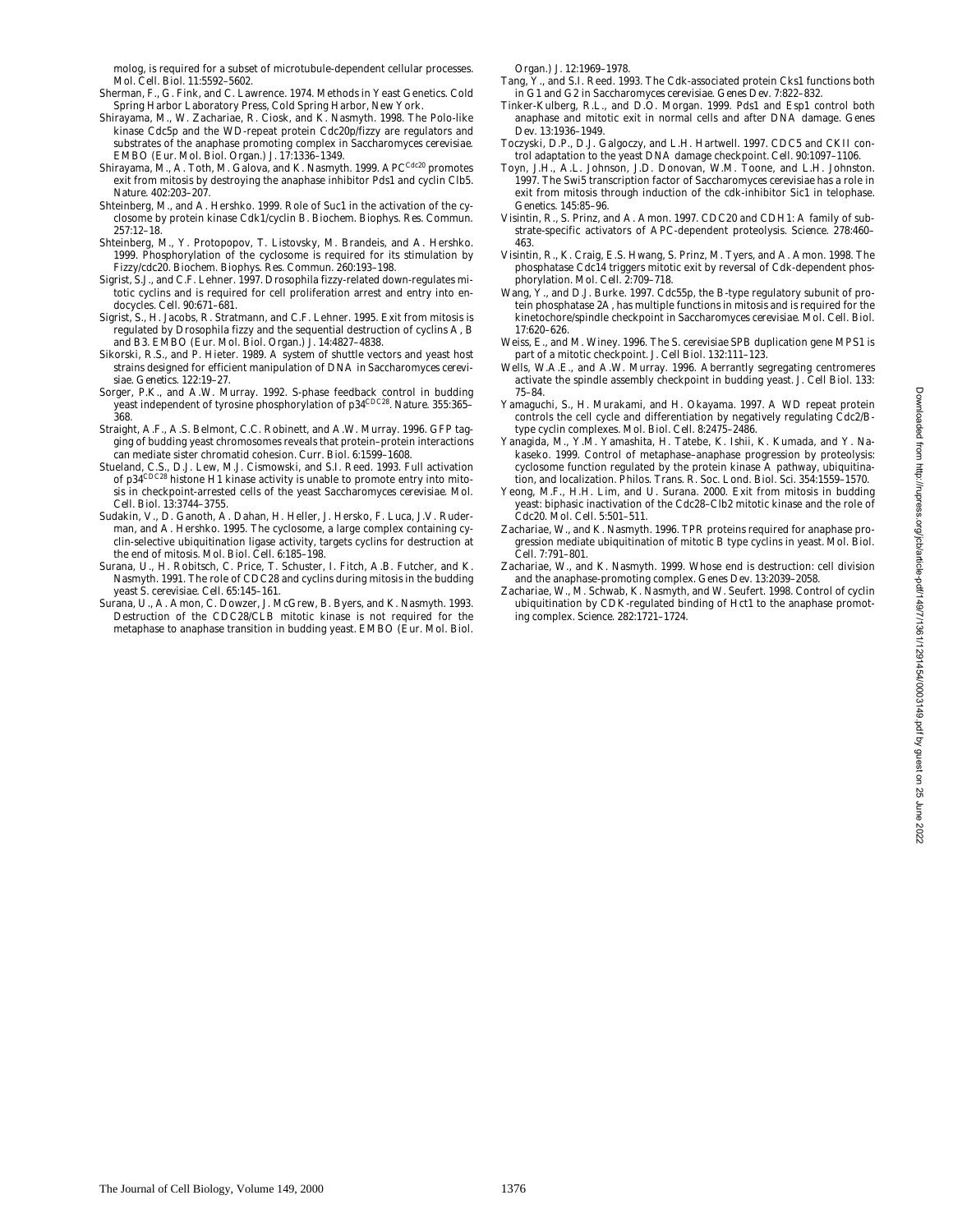molog, is required for a subset of microtubule-dependent cellular processes. Mol. Cell. Biol. 11:5592–5602.

Sherman, F., G. Fink, and C. Lawrence. 1974. Methods in Yeast Genetics. Cold Spring Harbor Laboratory Press, Cold Spring Harbor, New York.

Shirayama, M., W. Zachariae, R. Ciosk, and K. Nasmyth. 1998. The Polo-like kinase Cdc5p and the WD-repeat protein Cdc20p/fizzy are regulators and substrates of the anaphase promoting complex in Saccharomyces cerevisiae. EMBO (Eur. Mol. Biol. Organ.) J. 17:1336–1349.

Shirayama, M., A. Toth, M. Galova, and K. Nasmyth. 1999. APC$^{Cdc20}$ promotes exit from mitosis by destroying the anaphase inhibitor Pds1 and cyclin Clb5. Nature. 402:203–207.

Shteinberg, M., and A. Hershko. 1999. Role of Suc1 in the activation of the cyclosome by protein kinase Cdk1/cyclin B. Biochem. Biophys. Res. Commun. 257:12–18.

Shteinberg, M., Y. Protopopov, T. Listovsky, M. Brandeis, and A. Hershko. 1999. Phosphorylation of the cyclosome is required for its stimulation by Fizzy/cdc20. Biochem. Biophys. Res. Commun. 260:193–198.

Sigrist, S.J., and C.F. Lehner. 1997. Drosophila fizzy-related down-regulates mitotic cyclins and is required for cell proliferation arrest and entry into endocycles. Cell. 90:671–681.

Sigrist, S., H. Jacobs, R. Stratmann, and C.F. Lehner. 1995. Exit from mitosis is regulated by Drosophila fizzy and the sequential destruction of cyclins A, B and B3. EMBO (Eur. Mol. Biol. Organ.) J. 14:4827–4838.

Sikorski, R.S., and P. Hieter. 1989. A system of shuttle vectors and yeast host strains designed for efficient manipulation of DNA in Saccharomyces cerevisiae. Genetics. 122:19–27.

Sorger, P.K., and A.W. Murray. 1992. S-phase feedback control in budding yeast independent of tyrosine phosphorylation of p34$^{CDC28}$. Nature. 355:365–368.

Straight, A.F., A.S. Belmont, C.C. Robinett, and A.W. Murray. 1996. GFP tagging of budding yeast chromosomes reveals that protein–protein interactions can mediate sister chromatid cohesion. Curr. Biol. 6:1599–1608.

Stueland, C.S., D.J. Lew, M.J. Cismowski, and S.I. Reed. 1993. Full activation of p34$^{CDC28}$ histone H1 kinase activity is unable to promote entry into mitosis in checkpoint-arrested cells of the yeast Saccharomyces cerevisiae. Mol. Cell. Biol. 13:3744–3755.

Sudakin, V., D. Ganoth, A. Dahan, H. Heller, J. Hersko, F. Luca, J.V. Ruderman, and A. Hershko. 1995. The cyclosome, a large complex containing cyclin-selective ubiquitination ligase activity, targets cyclins for destruction at the end of mitosis. Mol. Biol. Cell. 6:185–198.

Surana, U., H. Robitsch, C. Price, T. Schuster, I. Fitch, A.B. Futcher, and K. Nasmyth. 1991. The role of CDC28 and cyclins during mitosis in the budding yeast S. cerevisiae. Cell. 65:145–161.

Surana, U., A. Amon, C. Dowzer, J. McGrew, B. Byers, and K. Nasmyth. 1993. Destruction of the CDC28/CLB mitotic kinase is not required for the metaphase to anaphase transition in budding yeast. EMBO (Eur. Mol. Biol. Organ.) J. 12:1969–1978.

Tang, Y., and S.I. Reed. 1993. The Cdk-associated protein Cks1 functions both in G1 and G2 in Saccharomyces cerevisiae. Genes Dev. 7:822–832.

Tinker-Kulberg, R.L., and D.O. Morgan. 1999. Pds1 and Esp1 control both anaphase and mitotic exit in normal cells and after DNA damage. Genes Dev. 13:1936–1949.

Toczyski, D.P., D.J. Galgoczy, and L.H. Hartwell. 1997. CDC5 and CKII control adaptation to the yeast DNA damage checkpoint. Cell. 90:1097–1106.

Toyn, J.H., A.L. Johnson, J.D. Donovan, W.M. Toone, and L.H. Johnston. 1997. The Swi5 transcription factor of Saccharomyces cerevisiae has a role in exit from mitosis through induction of the cdk-inhibitor Sic1 in telophase. Genetics. 145:85–96.

Visintin, R., S. Prinz, and A. Amon. 1997. CDC20 and CDH1: A family of substrate-specific activators of APC-dependent proteolysis. Science. 278:460–463.

Visintin, R., K. Craig, E.S. Hwang, S. Prinz, M. Tyers, and A. Amon. 1998. The phosphatase Cdc14 triggers mitotic exit by reversal of Cdk-dependent phosphorylation. Mol. Cell. 2:709–718.

Wang, Y., and D.J. Burke. 1997. Cdc55p, the B-type regulatory subunit of protein phosphatase 2A, has multiple functions in mitosis and is required for the kinetochore/spindle checkpoint in Saccharomyces cerevisiae. Mol. Cell. Biol. 17:620–626.

Weiss, E., and M. Winey. 1996. The S. cerevisiae SPB duplication gene MPS1 is part of a mitotic checkpoint. J. Cell Biol. 132:111–123.

Wells, W.A.E., and A.W. Murray. 1996. Aberrantly segregating centromeres activate the spindle assembly checkpoint in budding yeast. J. Cell Biol. 133:75–84.

Yamaguchi, S., H. Murakami, and H. Okayama. 1997. A WD repeat protein controls the cell cycle and differentiation by negatively regulating Cdc2/B-type cyclin complexes. Mol. Biol. Cell. 8:2475–2486.

Yanagida, M., Y.M. Yamashita, H. Tatebe, K. Ishii, K. Kumada, and Y. Nakaseko. 1999. Control of metaphase–anaphase progression by proteolysis: cyclosome function regulated by the protein kinase A pathway, ubiquitination, and localization. Philos. Trans. R. Soc. Lond. Biol. Sci. 354:1559–1570.

Yeong, M.F., H.H. Lim, and U. Surana. 2000. Exit from mitosis in budding yeast: biphasic inactivation of the Cdc28–Clb2 mitotic kinase and the role of Cdc20. Mol. Cell. 5:501–511.

Zachariae, W., and K. Nasmyth. 1996. TPR proteins required for anaphase progression mediate ubiquitination of mitotic B type cyclins in yeast. Mol. Biol. Cell. 7:791–801.

Zachariae, W., and K. Nasmyth. 1999. Whose end is destruction: cell division and the anaphase-promoting complex. Genes Dev. 13:2039–2058.

Zachariae, W., M. Schwab, K. Nasmyth, and W. Seufert. 1998. Control of cyclin ubiquitination by CDK-regulated binding of Hct1 to the anaphase promoting complex. Science. 282:1721–1724.